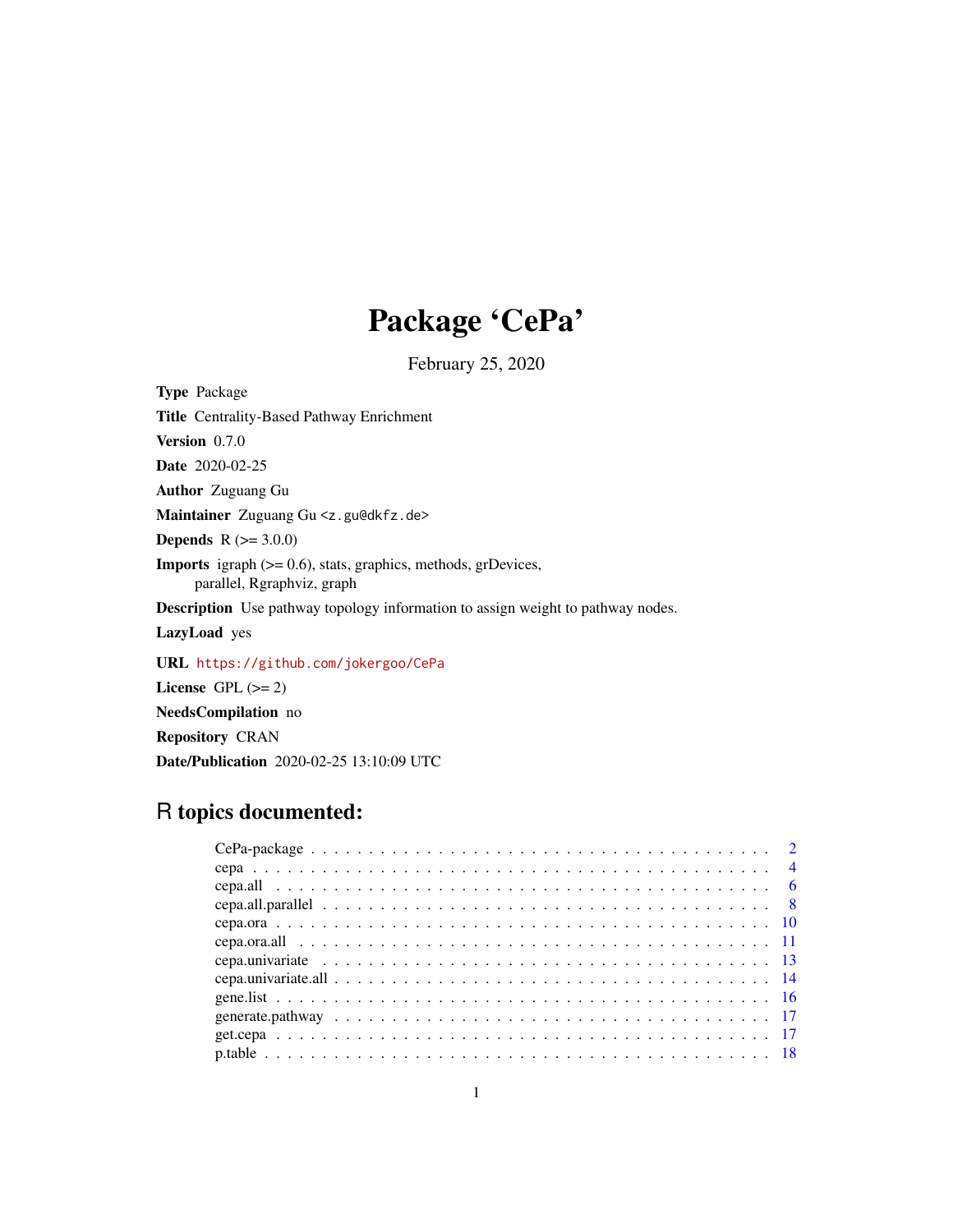# Package 'CePa'

February 25, 2020

**Type** Package

**Title** Centrality-Based Pathway Enrichment

**Version** 0.7.0

**Date** 2020-02-25

**Author** Zuguang Gu

**Maintainer** Zuguang Gu <z.gu@dkfz.de>

**Depends** R (>= 3.0.0)

**Imports** igraph (>= 0.6), stats, graphics, methods, grDevices, parallel, Rgraphviz, graph

**Description** Use pathway topology information to assign weight to pathway nodes.

**LazyLoad** yes

**URL** https://github.com/jokergoo/CePa

**License** GPL (>= 2)

**NeedsCompilation** no

**Repository** CRAN

**Date/Publication** 2020-02-25 13:10:09 UTC

## R topics documented:

- CePa-package . . . . . . . . . . 2
- cepa . . . . . . . . . . 4
- cepa.all . . . . . . . . . . 6
- cepa.all.parallel . . . . . . . . . . 8
- cepa.ora . . . . . . . . . . 10
- cepa.ora.all . . . . . . . . . . 11
- cepa.univariate . . . . . . . . . . 13
- cepa.univariate.all . . . . . . . . . . 14
- gene.list . . . . . . . . . . 16
- generate.pathway . . . . . . . . . . 17
- get.cepa . . . . . . . . . . 17
- p.table . . . . . . . . . . 18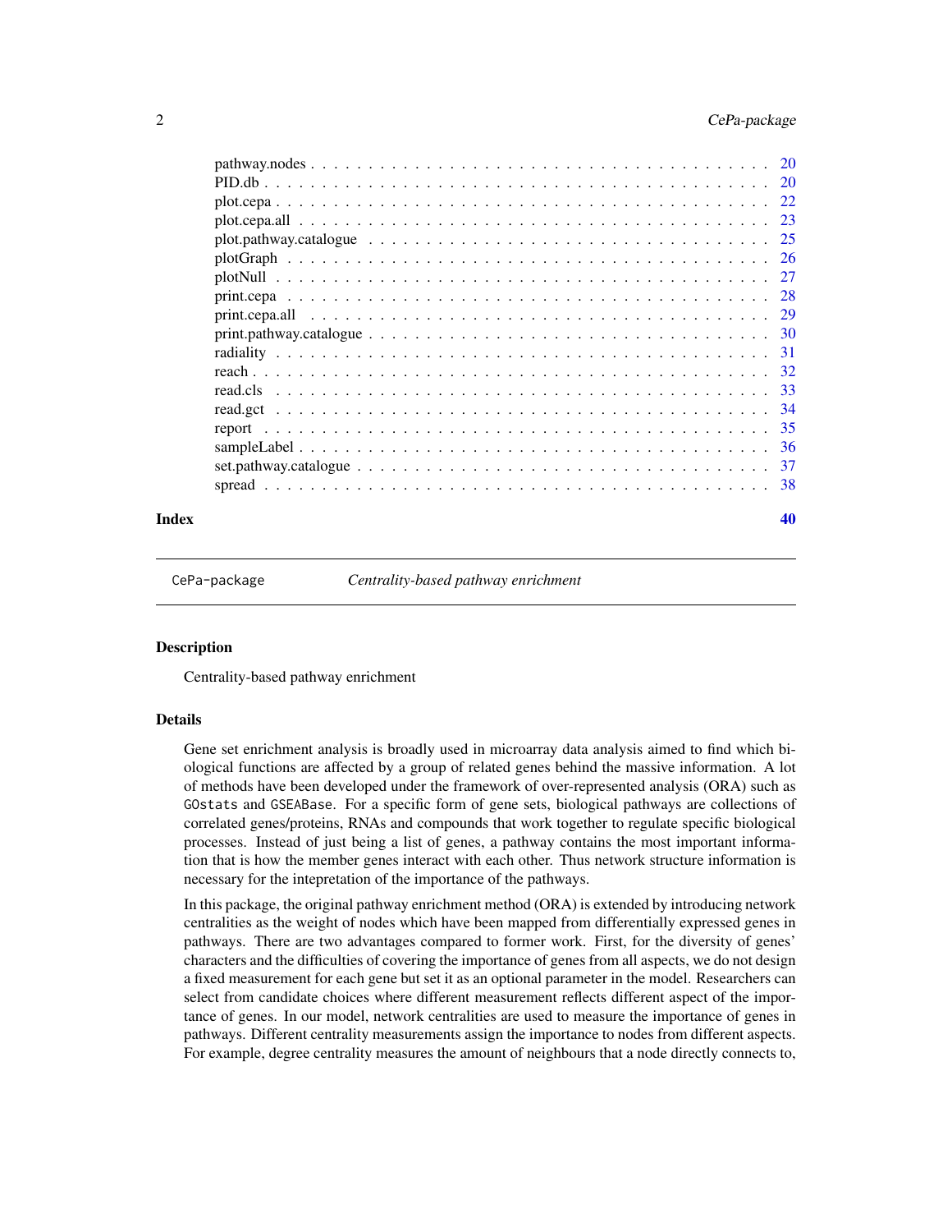pathway.nodes . . . . . . . . . . . . . . . . . . . . . . . . . . . . . . . . . . . . . 20
PID.db . . . . . . . . . . . . . . . . . . . . . . . . . . . . . . . . . . . . . . . . . 20
plot.cepa . . . . . . . . . . . . . . . . . . . . . . . . . . . . . . . . . . . . . . . . 22
plot.cepa.all . . . . . . . . . . . . . . . . . . . . . . . . . . . . . . . . . . . . . . 23
plot.pathway.catalogue . . . . . . . . . . . . . . . . . . . . . . . . . . . . . . . . . 25
plotGraph . . . . . . . . . . . . . . . . . . . . . . . . . . . . . . . . . . . . . . . . 26
plotNull . . . . . . . . . . . . . . . . . . . . . . . . . . . . . . . . . . . . . . . . . 27
print.cepa . . . . . . . . . . . . . . . . . . . . . . . . . . . . . . . . . . . . . . . . 28
print.cepa.all . . . . . . . . . . . . . . . . . . . . . . . . . . . . . . . . . . . . . . 29
print.pathway.catalogue . . . . . . . . . . . . . . . . . . . . . . . . . . . . . . . . . 30
radiality . . . . . . . . . . . . . . . . . . . . . . . . . . . . . . . . . . . . . . . . . 31
reach . . . . . . . . . . . . . . . . . . . . . . . . . . . . . . . . . . . . . . . . . . . 32
read.cls . . . . . . . . . . . . . . . . . . . . . . . . . . . . . . . . . . . . . . . . . 33
read.gct . . . . . . . . . . . . . . . . . . . . . . . . . . . . . . . . . . . . . . . . . 34
report . . . . . . . . . . . . . . . . . . . . . . . . . . . . . . . . . . . . . . . . . . 35
sampleLabel . . . . . . . . . . . . . . . . . . . . . . . . . . . . . . . . . . . . . . . 36
set.pathway.catalogue . . . . . . . . . . . . . . . . . . . . . . . . . . . . . . . . . . 37
spread . . . . . . . . . . . . . . . . . . . . . . . . . . . . . . . . . . . . . . . . . . 38

**Index** **40**

---

`CePa-package` *Centrality-based pathway enrichment*

---

## Description

Centrality-based pathway enrichment

## Details

Gene set enrichment analysis is broadly used in microarray data analysis aimed to find which biological functions are affected by a group of related genes behind the massive information. A lot of methods have been developed under the framework of over-represented analysis (ORA) such as `GOstats` and `GSEABase`. For a specific form of gene sets, biological pathways are collections of correlated genes/proteins, RNAs and compounds that work together to regulate specific biological processes. Instead of just being a list of genes, a pathway contains the most important information that is how the member genes interact with each other. Thus network structure information is necessary for the intepretation of the importance of the pathways.

In this package, the original pathway enrichment method (ORA) is extended by introducing network centralities as the weight of nodes which have been mapped from differentially expressed genes in pathways. There are two advantages compared to former work. First, for the diversity of genes' characters and the difficulties of covering the importance of genes from all aspects, we do not design a fixed measurement for each gene but set it as an optional parameter in the model. Researchers can select from candidate choices where different measurement reflects different aspect of the importance of genes. In our model, network centralities are used to measure the importance of genes in pathways. Different centrality measurements assign the importance to nodes from different aspects. For example, degree centrality measures the amount of neighbours that a node directly connects to,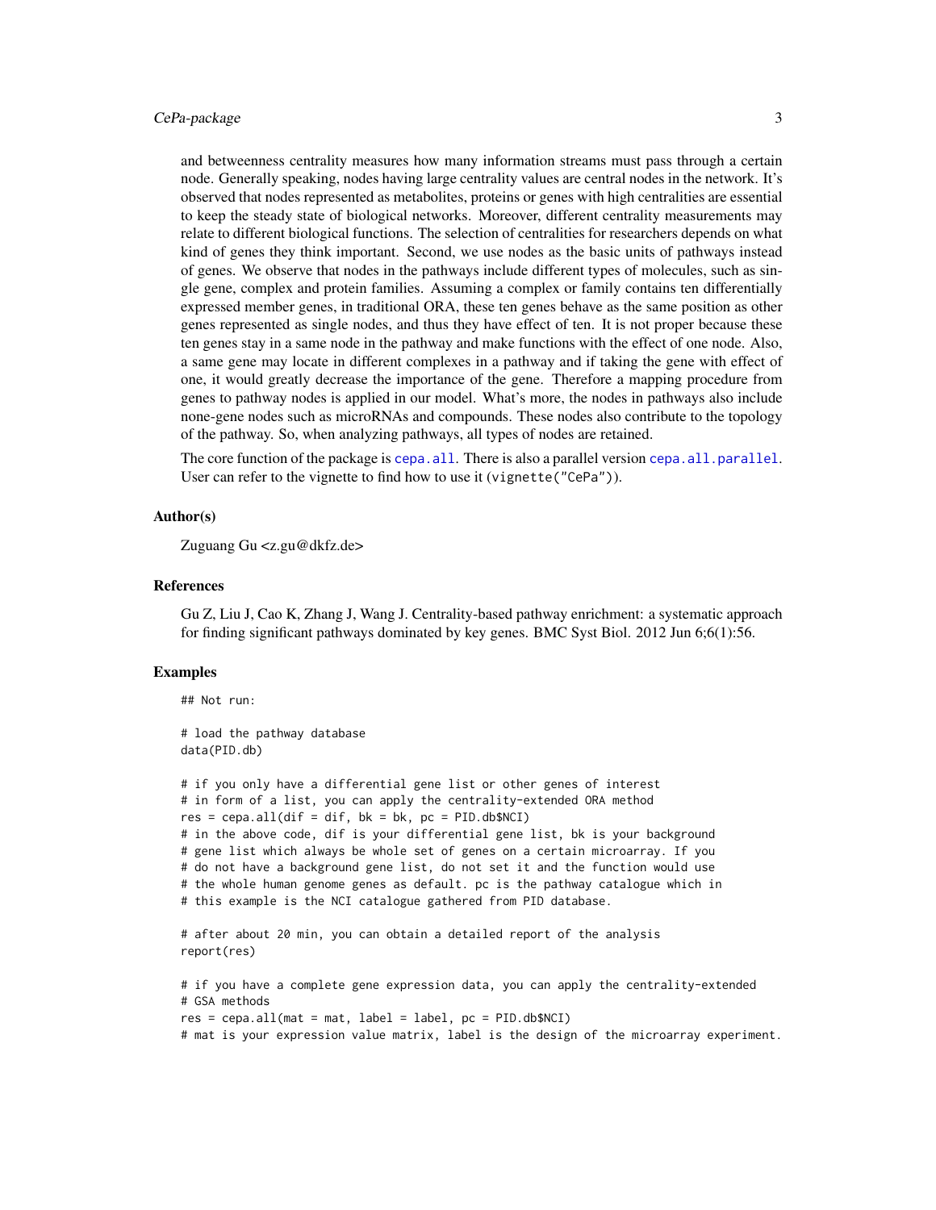and betweenness centrality measures how many information streams must pass through a certain node. Generally speaking, nodes having large centrality values are central nodes in the network. It's observed that nodes represented as metabolites, proteins or genes with high centralities are essential to keep the steady state of biological networks. Moreover, different centrality measurements may relate to different biological functions. The selection of centralities for researchers depends on what kind of genes they think important. Second, we use nodes as the basic units of pathways instead of genes. We observe that nodes in the pathways include different types of molecules, such as single gene, complex and protein families. Assuming a complex or family contains ten differentially expressed member genes, in traditional ORA, these ten genes behave as the same position as other genes represented as single nodes, and thus they have effect of ten. It is not proper because these ten genes stay in a same node in the pathway and make functions with the effect of one node. Also, a same gene may locate in different complexes in a pathway and if taking the gene with effect of one, it would greatly decrease the importance of the gene. Therefore a mapping procedure from genes to pathway nodes is applied in our model. What's more, the nodes in pathways also include none-gene nodes such as microRNAs and compounds. These nodes also contribute to the topology of the pathway. So, when analyzing pathways, all types of nodes are retained.

The core function of the package is `cepa.all`. There is also a parallel version `cepa.all.parallel`. User can refer to the vignette to find how to use it (`vignette("CePa")`).

### Author(s)

Zuguang Gu <z.gu@dkfz.de>

### References

Gu Z, Liu J, Cao K, Zhang J, Wang J. Centrality-based pathway enrichment: a systematic approach for finding significant pathways dominated by key genes. BMC Syst Biol. 2012 Jun 6;6(1):56.

### Examples

```
## Not run:

# load the pathway database
data(PID.db)

# if you only have a differential gene list or other genes of interest
# in form of a list, you can apply the centrality-extended ORA method
res = cepa.all(dif = dif, bk = bk, pc = PID.db$NCI)
# in the above code, dif is your differential gene list, bk is your background
# gene list which always be whole set of genes on a certain microarray. If you
# do not have a background gene list, do not set it and the function would use
# the whole human genome genes as default. pc is the pathway catalogue which in
# this example is the NCI catalogue gathered from PID database.

# after about 20 min, you can obtain a detailed report of the analysis
report(res)

# if you have a complete gene expression data, you can apply the centrality-extended
# GSA methods
res = cepa.all(mat = mat, label = label, pc = PID.db$NCI)
# mat is your expression value matrix, label is the design of the microarray experiment.
```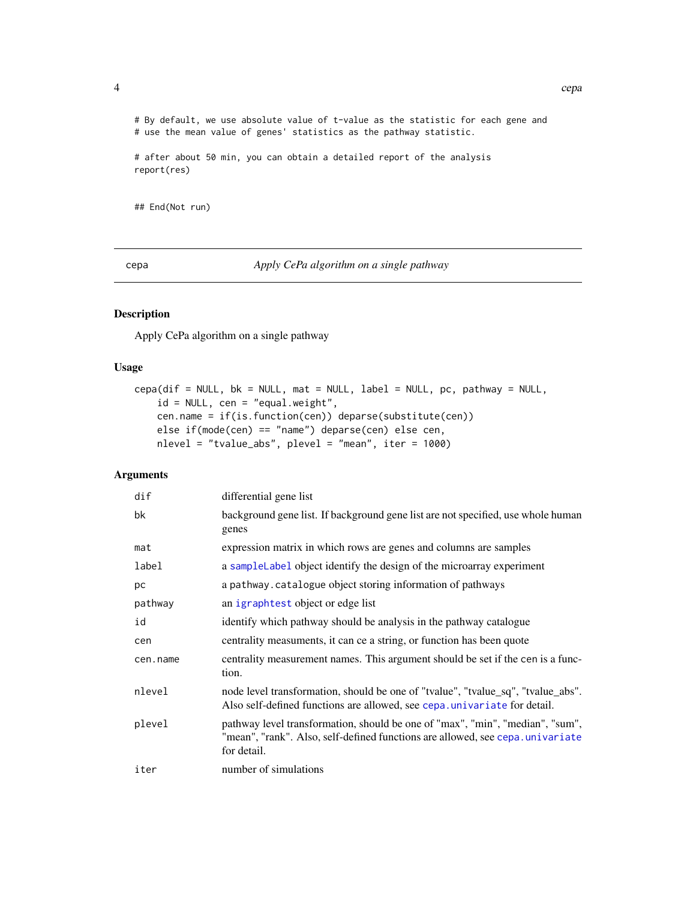```
# By default, we use absolute value of t-value as the statistic for each gene and
# use the mean value of genes' statistics as the pathway statistic.

# after about 50 min, you can obtain a detailed report of the analysis
report(res)


## End(Not run)
```

---

cepa *Apply CePa algorithm on a single pathway*

---

## Description

Apply CePa algorithm on a single pathway

## Usage

```
cepa(dif = NULL, bk = NULL, mat = NULL, label = NULL, pc, pathway = NULL,
    id = NULL, cen = "equal.weight",
    cen.name = if(is.function(cen)) deparse(substitute(cen))
    else if(mode(cen) == "name") deparse(cen) else cen,
    nlevel = "tvalue_abs", plevel = "mean", iter = 1000)
```

## Arguments

| | |
|---|---|
| dif | differential gene list |
| bk | background gene list. If background gene list are not specified, use whole human genes |
| mat | expression matrix in which rows are genes and columns are samples |
| label | a sampleLabel object identify the design of the microarray experiment |
| pc | a pathway.catalogue object storing information of pathways |
| pathway | an igraphtest object or edge list |
| id | identify which pathway should be analysis in the pathway catalogue |
| cen | centrality measuments, it can ce a string, or function has been quote |
| cen.name | centrality measurement names. This argument should be set if the cen is a function. |
| nlevel | node level transformation, should be one of "tvalue", "tvalue_sq", "tvalue_abs". Also self-defined functions are allowed, see cepa.univariate for detail. |
| plevel | pathway level transformation, should be one of "max", "min", "median", "sum", "mean", "rank". Also, self-defined functions are allowed, see cepa.univariate for detail. |
| iter | number of simulations |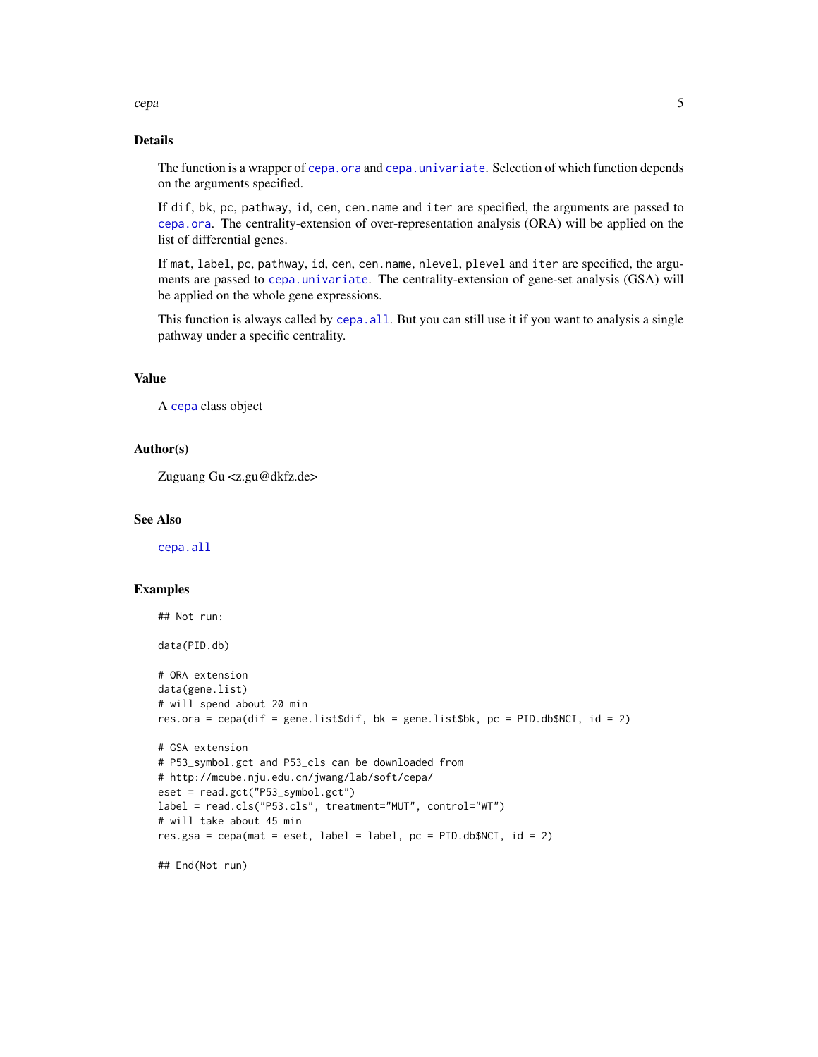## Details

The function is a wrapper of `cepa.ora` and `cepa.univariate`. Selection of which function depends on the arguments specified.

If `dif`, `bk`, `pc`, `pathway`, `id`, `cen`, `cen.name` and `iter` are specified, the arguments are passed to `cepa.ora`. The centrality-extension of over-representation analysis (ORA) will be applied on the list of differential genes.

If `mat`, `label`, `pc`, `pathway`, `id`, `cen`, `cen.name`, `nlevel`, `plevel` and `iter` are specified, the arguments are passed to `cepa.univariate`. The centrality-extension of gene-set analysis (GSA) will be applied on the whole gene expressions.

This function is always called by `cepa.all`. But you can still use it if you want to analysis a single pathway under a specific centrality.

## Value

A `cepa` class object

## Author(s)

Zuguang Gu <z.gu@dkfz.de>

## See Also

`cepa.all`

## Examples

```
## Not run:

data(PID.db)

# ORA extension
data(gene.list)
# will spend about 20 min
res.ora = cepa(dif = gene.list$dif, bk = gene.list$bk, pc = PID.db$NCI, id = 2)

# GSA extension
# P53_symbol.gct and P53_cls can be downloaded from
# http://mcube.nju.edu.cn/jwang/lab/soft/cepa/
eset = read.gct("P53_symbol.gct")
label = read.cls("P53.cls", treatment="MUT", control="WT")
# will take about 45 min
res.gsa = cepa(mat = eset, label = label, pc = PID.db$NCI, id = 2)

## End(Not run)
```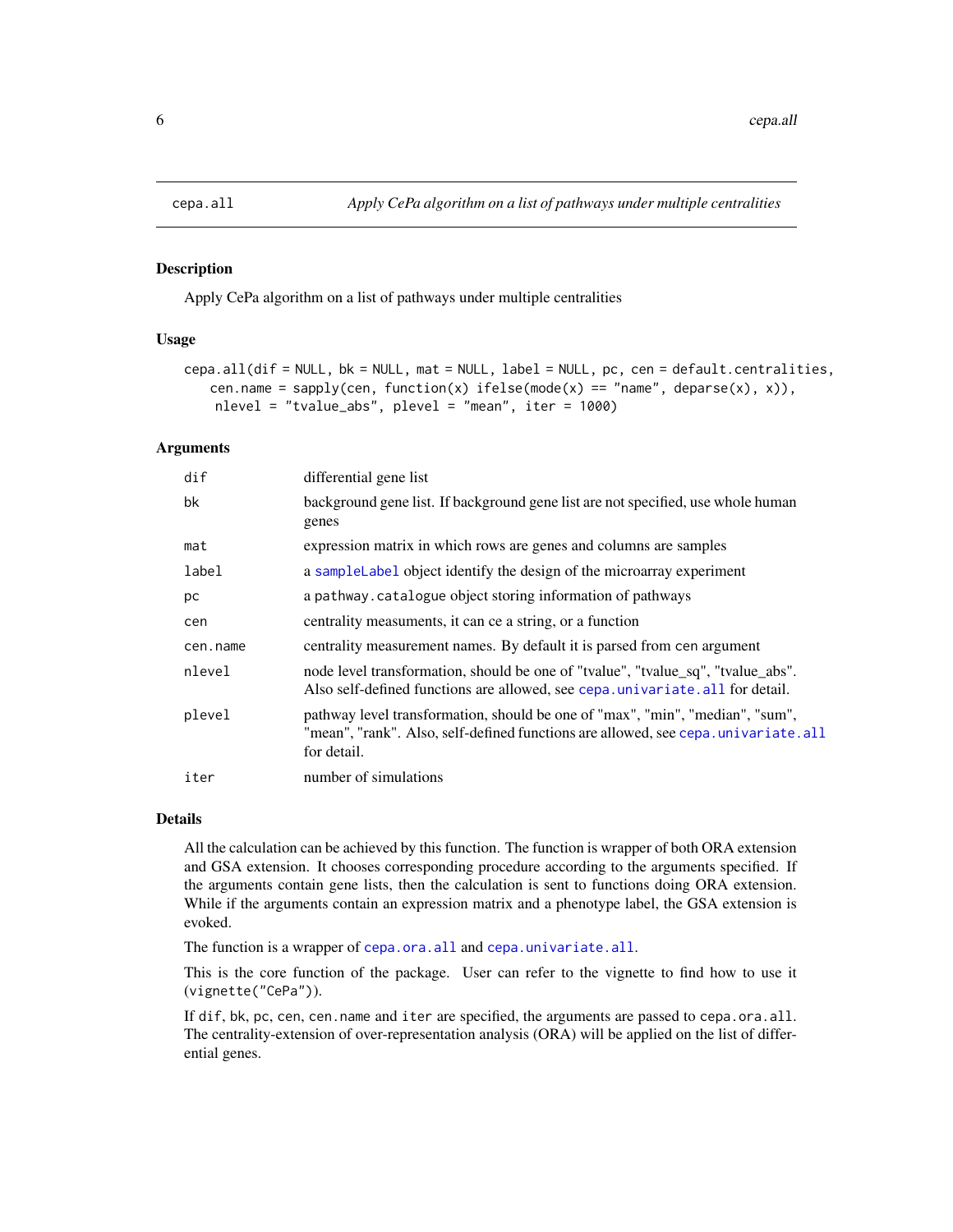## cepa.all — *Apply CePa algorithm on a list of pathways under multiple centralities*

### Description

Apply CePa algorithm on a list of pathways under multiple centralities

### Usage

```
cepa.all(dif = NULL, bk = NULL, mat = NULL, label = NULL, pc, cen = default.centralities,
   cen.name = sapply(cen, function(x) ifelse(mode(x) == "name", deparse(x), x)),
    nlevel = "tvalue_abs", plevel = "mean", iter = 1000)
```

### Arguments

| | |
|---|---|
| `dif` | differential gene list |
| `bk` | background gene list. If background gene list are not specified, use whole human genes |
| `mat` | expression matrix in which rows are genes and columns are samples |
| `label` | a `sampleLabel` object identify the design of the microarray experiment |
| `pc` | a `pathway.catalogue` object storing information of pathways |
| `cen` | centrality measuments, it can ce a string, or a function |
| `cen.name` | centrality measurement names. By default it is parsed from `cen` argument |
| `nlevel` | node level transformation, should be one of "tvalue", "tvalue_sq", "tvalue_abs". Also self-defined functions are allowed, see `cepa.univariate.all` for detail. |
| `plevel` | pathway level transformation, should be one of "max", "min", "median", "sum", "mean", "rank". Also, self-defined functions are allowed, see `cepa.univariate.all` for detail. |
| `iter` | number of simulations |

### Details

All the calculation can be achieved by this function. The function is wrapper of both ORA extension and GSA extension. It chooses corresponding procedure according to the arguments specified. If the arguments contain gene lists, then the calculation is sent to functions doing ORA extension. While if the arguments contain an expression matrix and a phenotype label, the GSA extension is evoked.

The function is a wrapper of `cepa.ora.all` and `cepa.univariate.all`.

This is the core function of the package. User can refer to the vignette to find how to use it (`vignette("CePa")`).

If `dif`, `bk`, `pc`, `cen`, `cen.name` and `iter` are specified, the arguments are passed to `cepa.ora.all`. The centrality-extension of over-representation analysis (ORA) will be applied on the list of differential genes.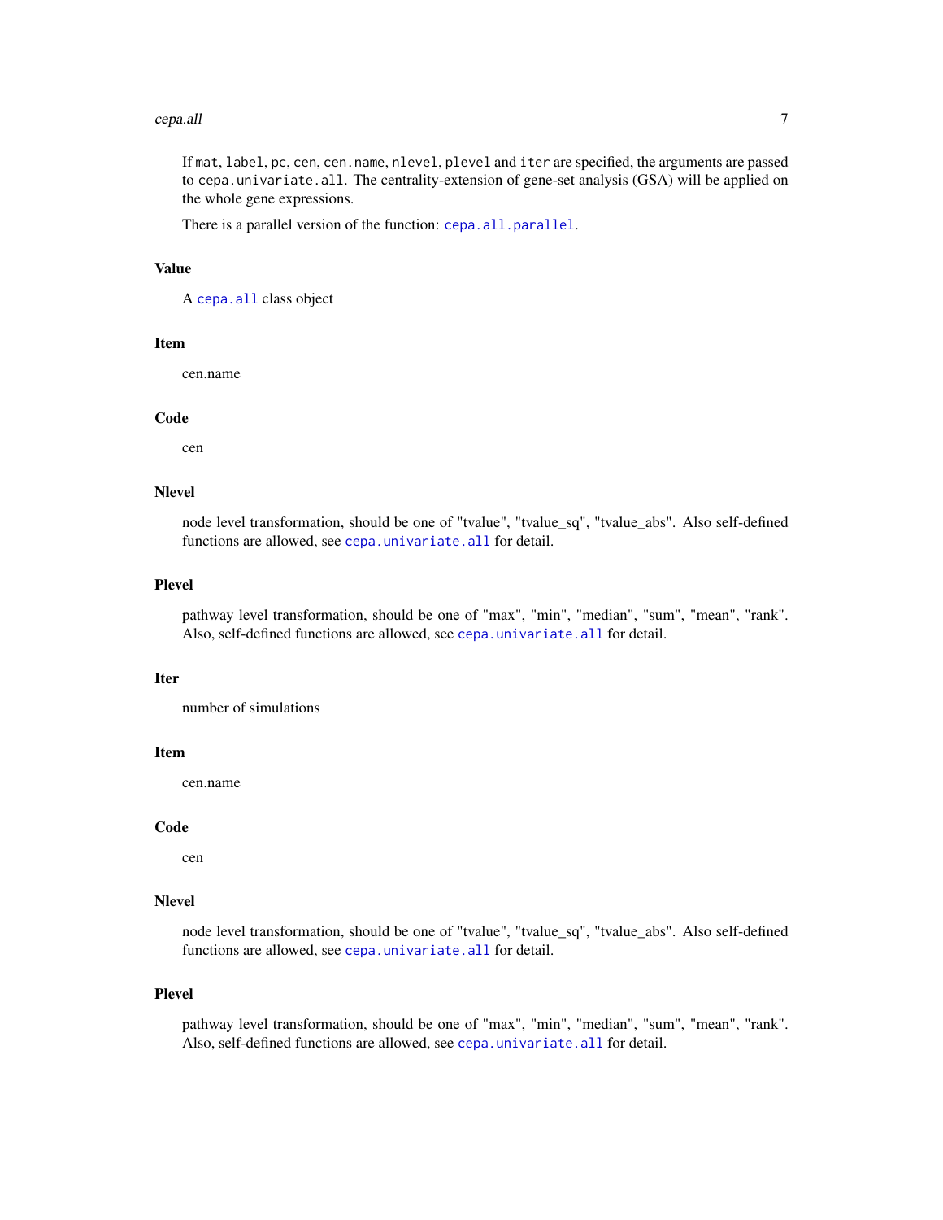If `mat`, `label`, `pc`, `cen`, `cen.name`, `nlevel`, `plevel` and `iter` are specified, the arguments are passed to `cepa.univariate.all`. The centrality-extension of gene-set analysis (GSA) will be applied on the whole gene expressions.

There is a parallel version of the function: `cepa.all.parallel`.

### Value

A `cepa.all` class object

### Item

cen.name

### Code

cen

### Nlevel

node level transformation, should be one of "tvalue", "tvalue_sq", "tvalue_abs". Also self-defined functions are allowed, see `cepa.univariate.all` for detail.

### Plevel

pathway level transformation, should be one of "max", "min", "median", "sum", "mean", "rank". Also, self-defined functions are allowed, see `cepa.univariate.all` for detail.

### Iter

number of simulations

### Item

cen.name

### Code

cen

### Nlevel

node level transformation, should be one of "tvalue", "tvalue_sq", "tvalue_abs". Also self-defined functions are allowed, see `cepa.univariate.all` for detail.

### Plevel

pathway level transformation, should be one of "max", "min", "median", "sum", "mean", "rank". Also, self-defined functions are allowed, see `cepa.univariate.all` for detail.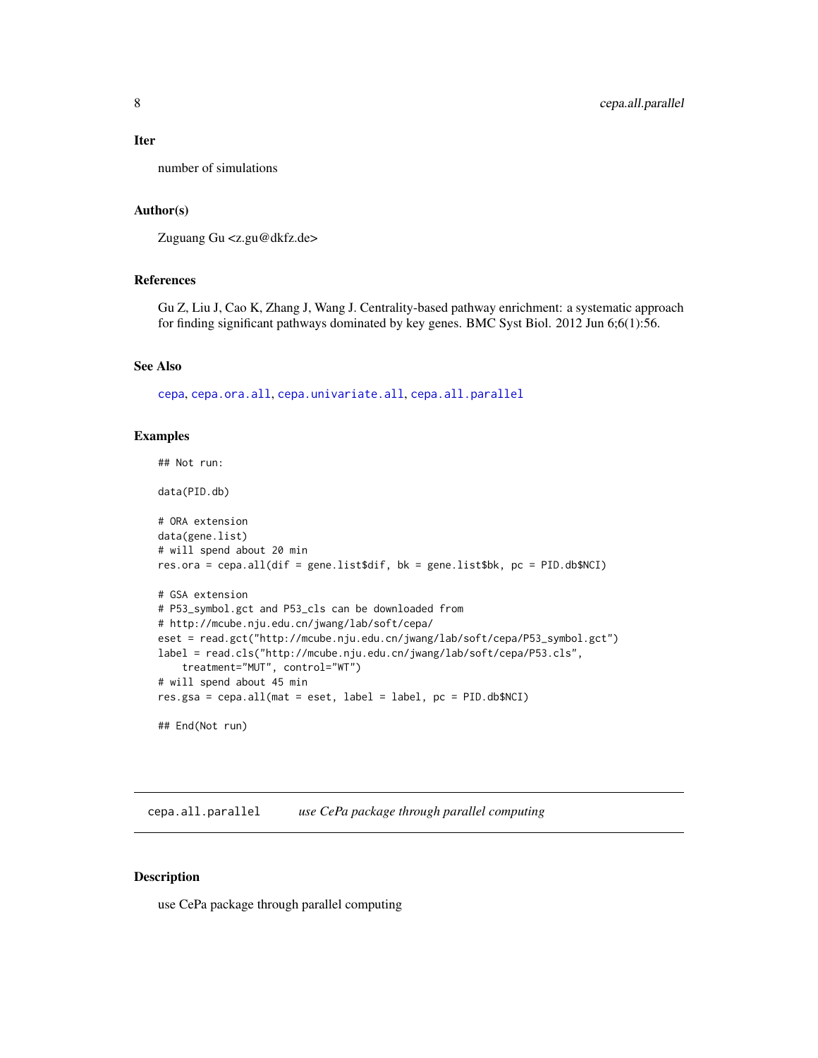**Iter**

number of simulations

### Author(s)

Zuguang Gu <z.gu@dkfz.de>

### References

Gu Z, Liu J, Cao K, Zhang J, Wang J. Centrality-based pathway enrichment: a systematic approach for finding significant pathways dominated by key genes. BMC Syst Biol. 2012 Jun 6;6(1):56.

### See Also

`cepa`, `cepa.ora.all`, `cepa.univariate.all`, `cepa.all.parallel`

### Examples

```
## Not run:

data(PID.db)

# ORA extension
data(gene.list)
# will spend about 20 min
res.ora = cepa.all(dif = gene.list$dif, bk = gene.list$bk, pc = PID.db$NCI)

# GSA extension
# P53_symbol.gct and P53_cls can be downloaded from
# http://mcube.nju.edu.cn/jwang/lab/soft/cepa/
eset = read.gct("http://mcube.nju.edu.cn/jwang/lab/soft/cepa/P53_symbol.gct")
label = read.cls("http://mcube.nju.edu.cn/jwang/lab/soft/cepa/P53.cls",
    treatment="MUT", control="WT")
# will spend about 45 min
res.gsa = cepa.all(mat = eset, label = label, pc = PID.db$NCI)

## End(Not run)
```

---

## `cepa.all.parallel` *use CePa package through parallel computing*

### Description

use CePa package through parallel computing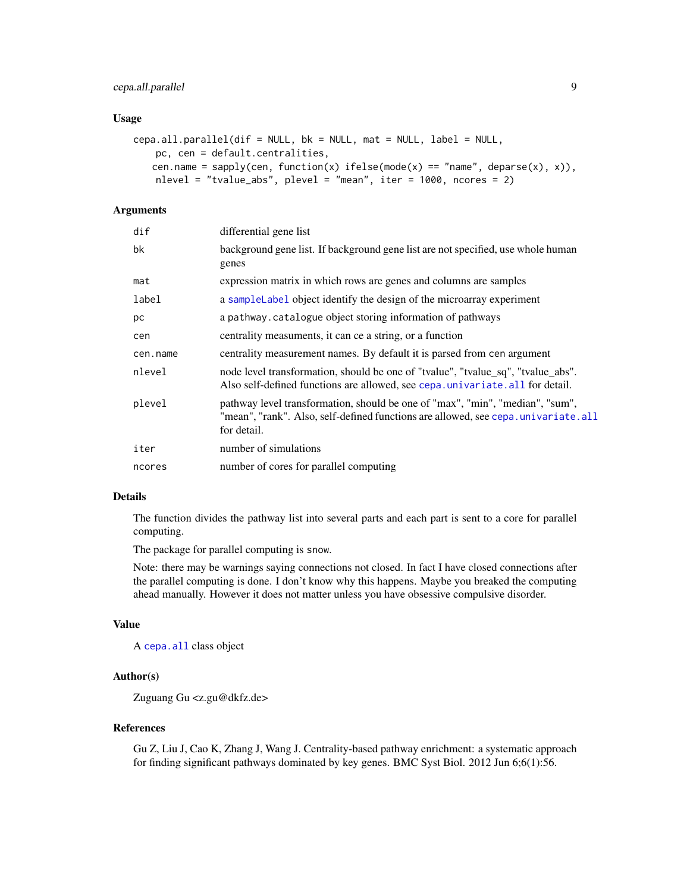## Usage

```
cepa.all.parallel(dif = NULL, bk = NULL, mat = NULL, label = NULL,
    pc, cen = default.centralities,
   cen.name = sapply(cen, function(x) ifelse(mode(x) == "name", deparse(x), x)),
    nlevel = "tvalue_abs", plevel = "mean", iter = 1000, ncores = 2)
```

## Arguments

| | |
|---|---|
| dif | differential gene list |
| bk | background gene list. If background gene list are not specified, use whole human genes |
| mat | expression matrix in which rows are genes and columns are samples |
| label | a sampleLabel object identify the design of the microarray experiment |
| pc | a pathway.catalogue object storing information of pathways |
| cen | centrality measuments, it can ce a string, or a function |
| cen.name | centrality measurement names. By default it is parsed from cen argument |
| nlevel | node level transformation, should be one of "tvalue", "tvalue_sq", "tvalue_abs". Also self-defined functions are allowed, see cepa.univariate.all for detail. |
| plevel | pathway level transformation, should be one of "max", "min", "median", "sum", "mean", "rank". Also, self-defined functions are allowed, see cepa.univariate.all for detail. |
| iter | number of simulations |
| ncores | number of cores for parallel computing |

## Details

The function divides the pathway list into several parts and each part is sent to a core for parallel computing.

The package for parallel computing is snow.

Note: there may be warnings saying connections not closed. In fact I have closed connections after the parallel computing is done. I don't know why this happens. Maybe you breaked the computing ahead manually. However it does not matter unless you have obsessive compulsive disorder.

## Value

A cepa.all class object

## Author(s)

Zuguang Gu <z.gu@dkfz.de>

## References

Gu Z, Liu J, Cao K, Zhang J, Wang J. Centrality-based pathway enrichment: a systematic approach for finding significant pathways dominated by key genes. BMC Syst Biol. 2012 Jun 6;6(1):56.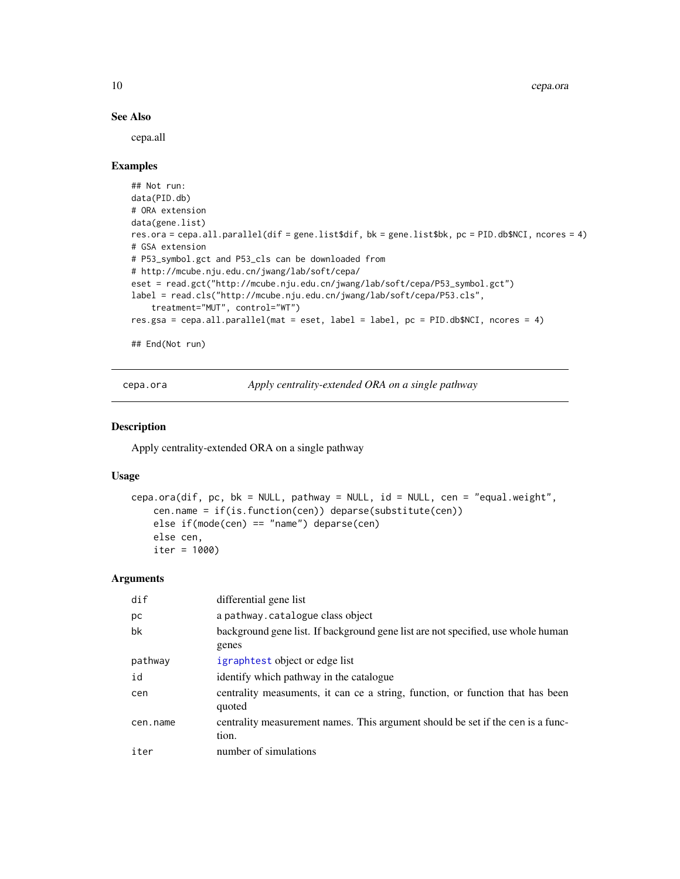### See Also

cepa.all

### Examples

```
## Not run:
data(PID.db)
# ORA extension
data(gene.list)
res.ora = cepa.all.parallel(dif = gene.list$dif, bk = gene.list$bk, pc = PID.db$NCI, ncores = 4)
# GSA extension
# P53_symbol.gct and P53_cls can be downloaded from
# http://mcube.nju.edu.cn/jwang/lab/soft/cepa/
eset = read.gct("http://mcube.nju.edu.cn/jwang/lab/soft/cepa/P53_symbol.gct")
label = read.cls("http://mcube.nju.edu.cn/jwang/lab/soft/cepa/P53.cls",
    treatment="MUT", control="WT")
res.gsa = cepa.all.parallel(mat = eset, label = label, pc = PID.db$NCI, ncores = 4)

## End(Not run)
```

---

## cepa.ora — *Apply centrality-extended ORA on a single pathway*

### Description

Apply centrality-extended ORA on a single pathway

### Usage

```
cepa.ora(dif, pc, bk = NULL, pathway = NULL, id = NULL, cen = "equal.weight",
    cen.name = if(is.function(cen)) deparse(substitute(cen))
    else if(mode(cen) == "name") deparse(cen)
    else cen,
    iter = 1000)
```

### Arguments

| | |
|---|---|
| dif | differential gene list |
| pc | a `pathway.catalogue` class object |
| bk | background gene list. If background gene list are not specified, use whole human genes |
| pathway | `igraphtest` object or edge list |
| id | identify which pathway in the catalogue |
| cen | centrality measuments, it can ce a string, function, or function that has been quoted |
| cen.name | centrality measurement names. This argument should be set if the `cen` is a function. |
| iter | number of simulations |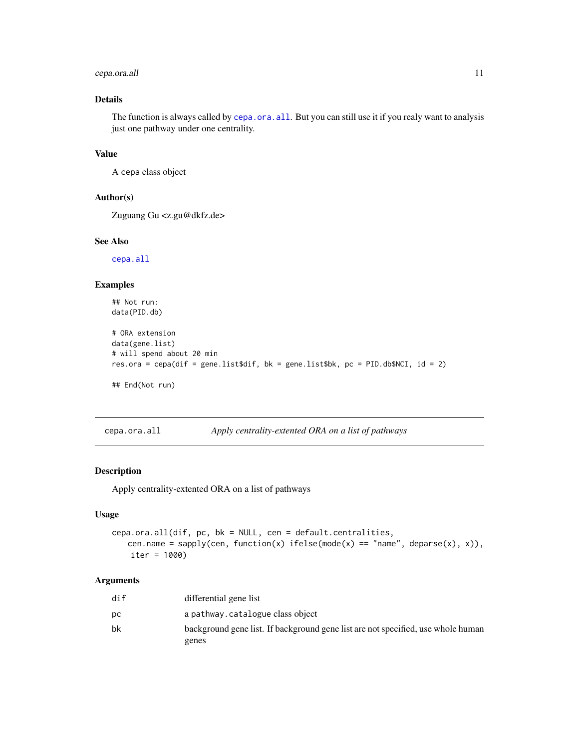### Details

The function is always called by `cepa.ora.all`. But you can still use it if you realy want to analysis just one pathway under one centrality.

### Value

A `cepa` class object

### Author(s)

Zuguang Gu <z.gu@dkfz.de>

### See Also

`cepa.all`

### Examples

```
## Not run:
data(PID.db)

# ORA extension
data(gene.list)
# will spend about 20 min
res.ora = cepa(dif = gene.list$dif, bk = gene.list$bk, pc = PID.db$NCI, id = 2)

## End(Not run)
```

---

## cepa.ora.all — *Apply centrality-extented ORA on a list of pathways*

### Description

Apply centrality-extented ORA on a list of pathways

### Usage

```
cepa.ora.all(dif, pc, bk = NULL, cen = default.centralities,
    cen.name = sapply(cen, function(x) ifelse(mode(x) == "name", deparse(x), x)),
    iter = 1000)
```

### Arguments

| | |
|---|---|
| `dif` | differential gene list |
| `pc` | a `pathway.catalogue` class object |
| `bk` | background gene list. If background gene list are not specified, use whole human genes |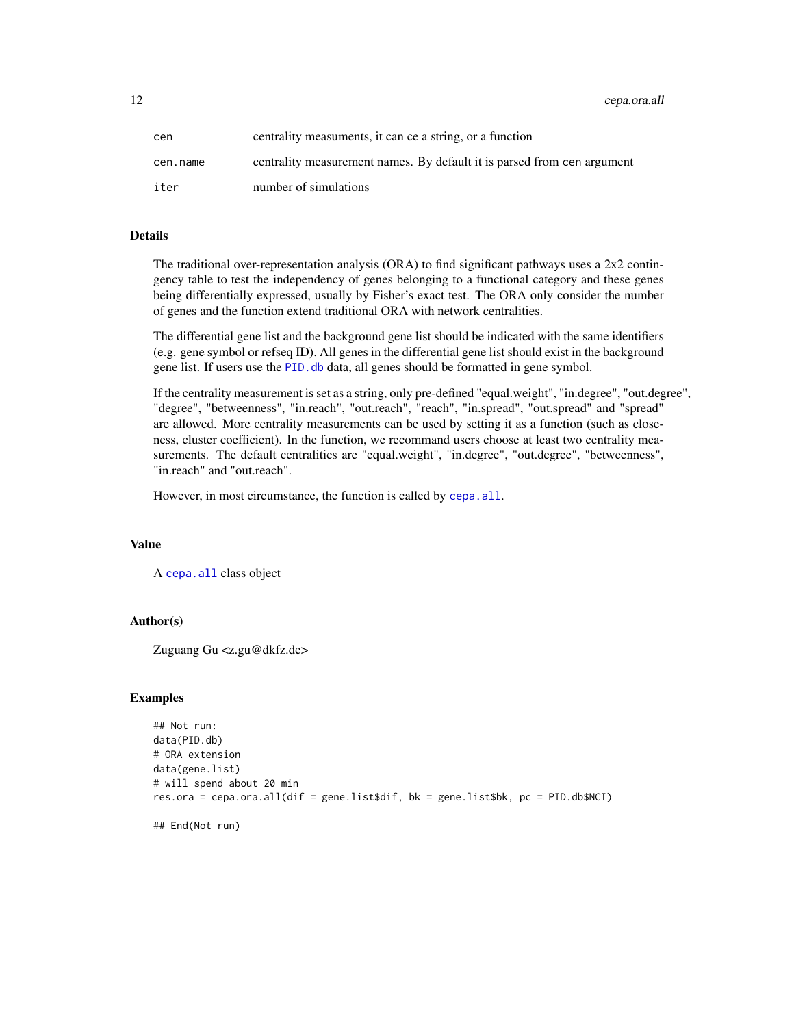| | |
|---|---|
| cen | centrality measuments, it can ce a string, or a function |
| cen.name | centrality measurement names. By default it is parsed from cen argument |
| iter | number of simulations |

### Details

The traditional over-representation analysis (ORA) to find significant pathways uses a 2x2 contingency table to test the independency of genes belonging to a functional category and these genes being differentially expressed, usually by Fisher's exact test. The ORA only consider the number of genes and the function extend traditional ORA with network centralities.

The differential gene list and the background gene list should be indicated with the same identifiers (e.g. gene symbol or refseq ID). All genes in the differential gene list should exist in the background gene list. If users use the `PID.db` data, all genes should be formatted in gene symbol.

If the centrality measurement is set as a string, only pre-defined "equal.weight", "in.degree", "out.degree", "degree", "betweenness", "in.reach", "out.reach", "reach", "in.spread", "out.spread" and "spread" are allowed. More centrality measurements can be used by setting it as a function (such as closeness, cluster coefficient). In the function, we recommand users choose at least two centrality measurements. The default centralities are "equal.weight", "in.degree", "out.degree", "betweenness", "in.reach" and "out.reach".

However, in most circumstance, the function is called by `cepa.all`.

### Value

A `cepa.all` class object

### Author(s)

Zuguang Gu <z.gu@dkfz.de>

### Examples

```
## Not run:
data(PID.db)
# ORA extension
data(gene.list)
# will spend about 20 min
res.ora = cepa.ora.all(dif = gene.list$dif, bk = gene.list$bk, pc = PID.db$NCI)

## End(Not run)
```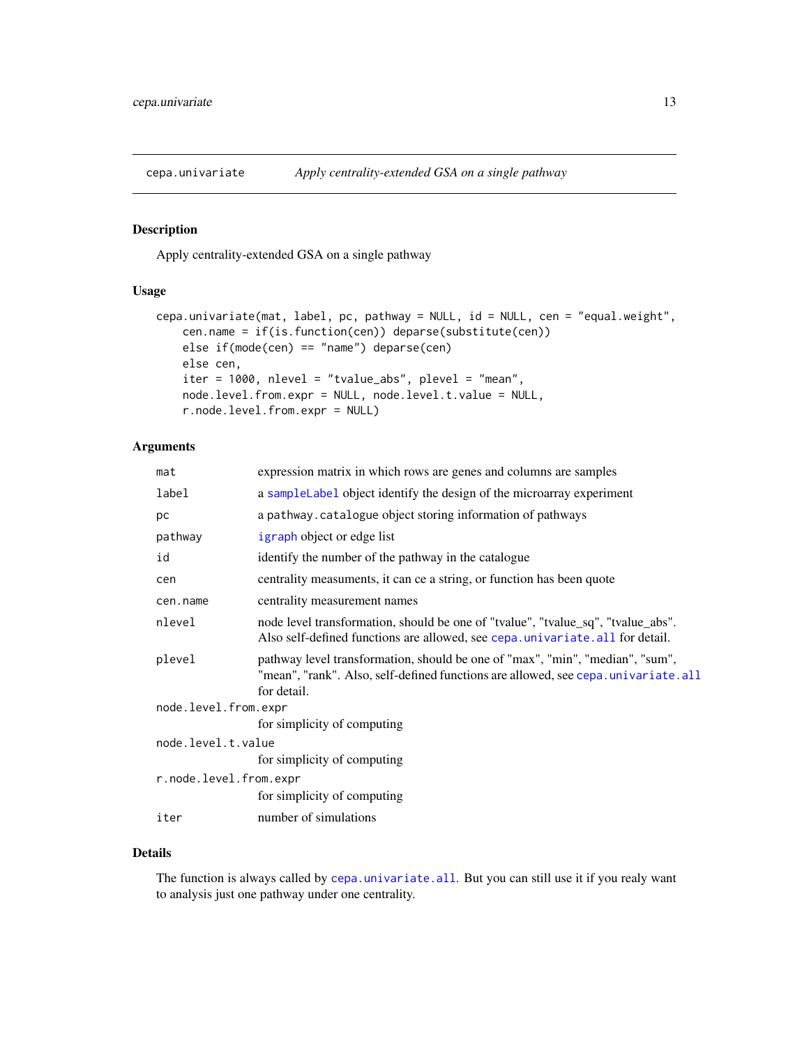## cepa.univariate — *Apply centrality-extended GSA on a single pathway*

### Description

Apply centrality-extended GSA on a single pathway

### Usage

```
cepa.univariate(mat, label, pc, pathway = NULL, id = NULL, cen = "equal.weight",
    cen.name = if(is.function(cen)) deparse(substitute(cen))
    else if(mode(cen) == "name") deparse(cen)
    else cen,
    iter = 1000, nlevel = "tvalue_abs", plevel = "mean",
    node.level.from.expr = NULL, node.level.t.value = NULL,
    r.node.level.from.expr = NULL)
```

### Arguments

| Argument | Description |
|---|---|
| `mat` | expression matrix in which rows are genes and columns are samples |
| `label` | a `sampleLabel` object identify the design of the microarray experiment |
| `pc` | a `pathway.catalogue` object storing information of pathways |
| `pathway` | `igraph` object or edge list |
| `id` | identify the number of the pathway in the catalogue |
| `cen` | centrality measuments, it can ce a string, or function has been quote |
| `cen.name` | centrality measurement names |
| `nlevel` | node level transformation, should be one of "tvalue", "tvalue_sq", "tvalue_abs". Also self-defined functions are allowed, see `cepa.univariate.all` for detail. |
| `plevel` | pathway level transformation, should be one of "max", "min", "median", "sum", "mean", "rank". Also, self-defined functions are allowed, see `cepa.univariate.all` for detail. |
| `node.level.from.expr` | for simplicity of computing |
| `node.level.t.value` | for simplicity of computing |
| `r.node.level.from.expr` | for simplicity of computing |
| `iter` | number of simulations |

### Details

The function is always called by `cepa.univariate.all`. But you can still use it if you realy want to analysis just one pathway under one centrality.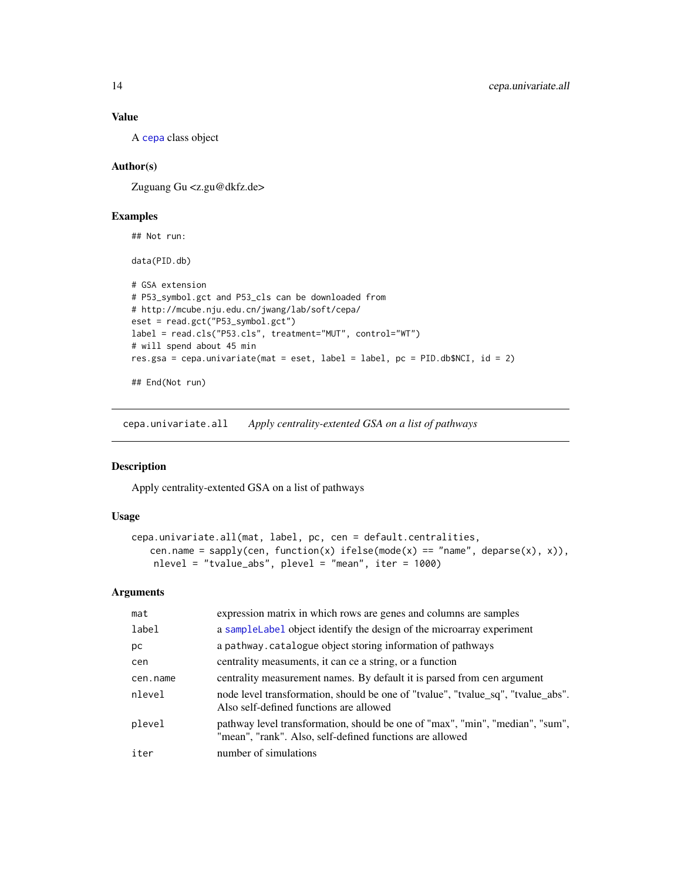### Value

A cepa class object

### Author(s)

Zuguang Gu <z.gu@dkfz.de>

### Examples

```
## Not run:

data(PID.db)

# GSA extension
# P53_symbol.gct and P53_cls can be downloaded from
# http://mcube.nju.edu.cn/jwang/lab/soft/cepa/
eset = read.gct("P53_symbol.gct")
label = read.cls("P53.cls", treatment="MUT", control="WT")
# will spend about 45 min
res.gsa = cepa.univariate(mat = eset, label = label, pc = PID.db$NCI, id = 2)

## End(Not run)
```

---

## cepa.univariate.all *Apply centrality-extented GSA on a list of pathways*

### Description

Apply centrality-extented GSA on a list of pathways

### Usage

```
cepa.univariate.all(mat, label, pc, cen = default.centralities,
    cen.name = sapply(cen, function(x) ifelse(mode(x) == "name", deparse(x), x)),
    nlevel = "tvalue_abs", plevel = "mean", iter = 1000)
```

### Arguments

| | |
|---|---|
| mat | expression matrix in which rows are genes and columns are samples |
| label | a sampleLabel object identify the design of the microarray experiment |
| pc | a pathway.catalogue object storing information of pathways |
| cen | centrality measuments, it can ce a string, or a function |
| cen.name | centrality measurement names. By default it is parsed from cen argument |
| nlevel | node level transformation, should be one of "tvalue", "tvalue_sq", "tvalue_abs". Also self-defined functions are allowed |
| plevel | pathway level transformation, should be one of "max", "min", "median", "sum", "mean", "rank". Also, self-defined functions are allowed |
| iter | number of simulations |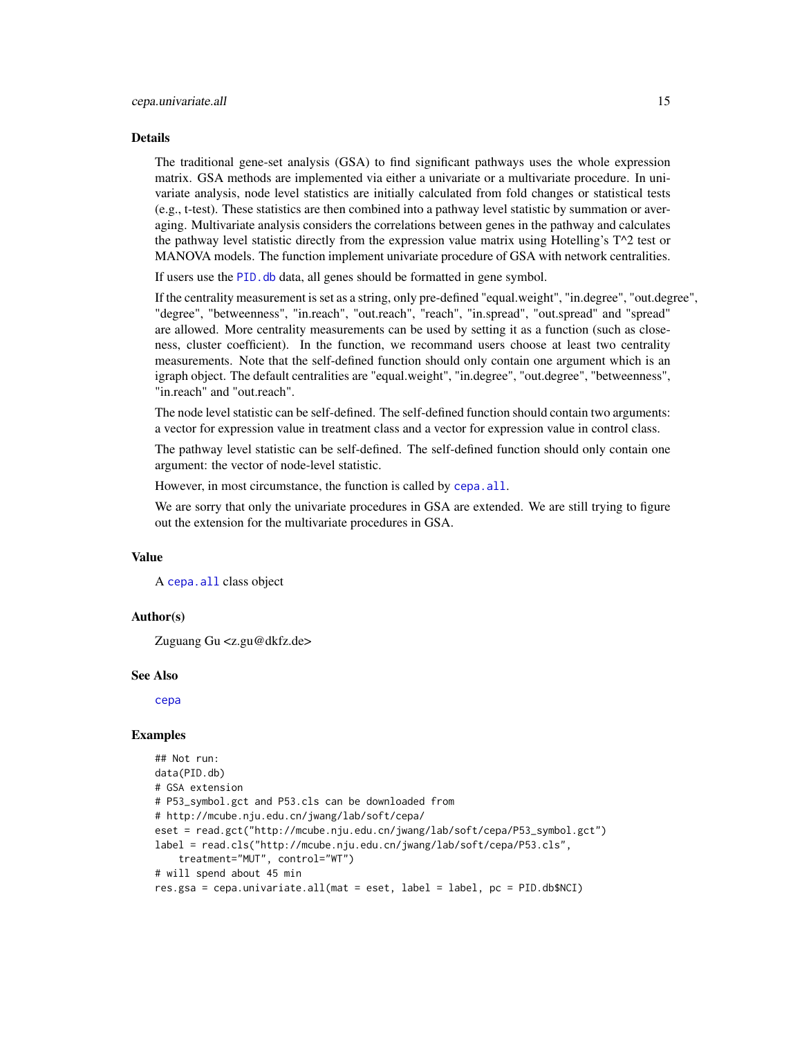## Details

The traditional gene-set analysis (GSA) to find significant pathways uses the whole expression matrix. GSA methods are implemented via either a univariate or a multivariate procedure. In univariate analysis, node level statistics are initially calculated from fold changes or statistical tests (e.g., t-test). These statistics are then combined into a pathway level statistic by summation or averaging. Multivariate analysis considers the correlations between genes in the pathway and calculates the pathway level statistic directly from the expression value matrix using Hotelling's T^2 test or MANOVA models. The function implement univariate procedure of GSA with network centralities.

If users use the `PID.db` data, all genes should be formatted in gene symbol.

If the centrality measurement is set as a string, only pre-defined "equal.weight", "in.degree", "out.degree", "degree", "betweenness", "in.reach", "out.reach", "reach", "in.spread", "out.spread" and "spread" are allowed. More centrality measurements can be used by setting it as a function (such as closeness, cluster coefficient). In the function, we recommand users choose at least two centrality measurements. Note that the self-defined function should only contain one argument which is an igraph object. The default centralities are "equal.weight", "in.degree", "out.degree", "betweenness", "in.reach" and "out.reach".

The node level statistic can be self-defined. The self-defined function should contain two arguments: a vector for expression value in treatment class and a vector for expression value in control class.

The pathway level statistic can be self-defined. The self-defined function should only contain one argument: the vector of node-level statistic.

However, in most circumstance, the function is called by `cepa.all`.

We are sorry that only the univariate procedures in GSA are extended. We are still trying to figure out the extension for the multivariate procedures in GSA.

## Value

A `cepa.all` class object

## Author(s)

Zuguang Gu <z.gu@dkfz.de>

## See Also

`cepa`

## Examples

```
## Not run:
data(PID.db)
# GSA extension
# P53_symbol.gct and P53.cls can be downloaded from
# http://mcube.nju.edu.cn/jwang/lab/soft/cepa/
eset = read.gct("http://mcube.nju.edu.cn/jwang/lab/soft/cepa/P53_symbol.gct")
label = read.cls("http://mcube.nju.edu.cn/jwang/lab/soft/cepa/P53.cls",
    treatment="MUT", control="WT")
# will spend about 45 min
res.gsa = cepa.univariate.all(mat = eset, label = label, pc = PID.db$NCI)
```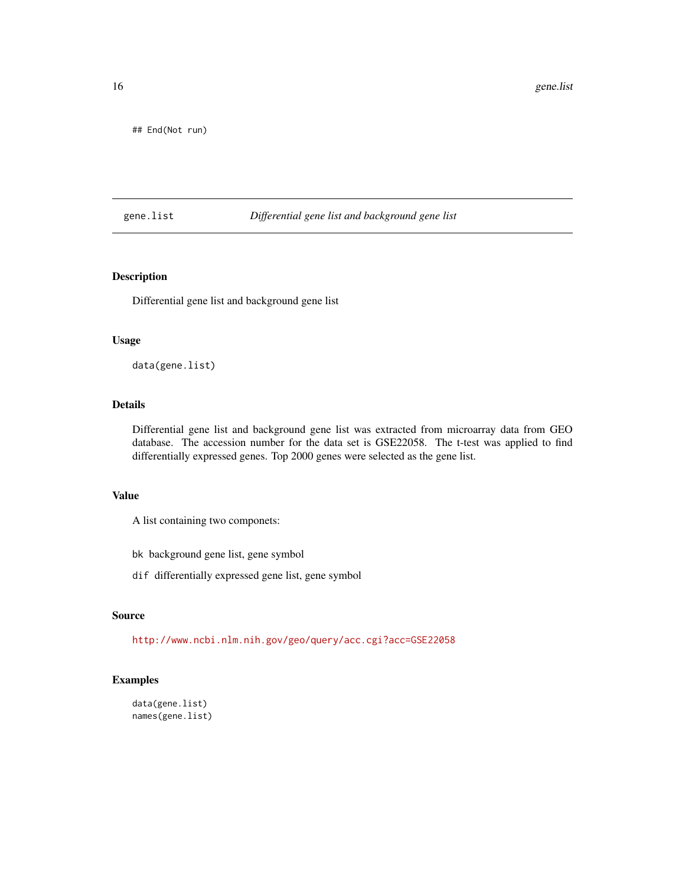```
## End(Not run)
```

---

gene.list        *Differential gene list and background gene list*

---

### Description

Differential gene list and background gene list

### Usage

```
data(gene.list)
```

### Details

Differential gene list and background gene list was extracted from microarray data from GEO database. The accession number for the data set is GSE22058. The t-test was applied to find differentially expressed genes. Top 2000 genes were selected as the gene list.

### Value

A list containing two componets:

`bk` background gene list, gene symbol

`dif` differentially expressed gene list, gene symbol

### Source

http://www.ncbi.nlm.nih.gov/geo/query/acc.cgi?acc=GSE22058

### Examples

```
data(gene.list)
names(gene.list)
```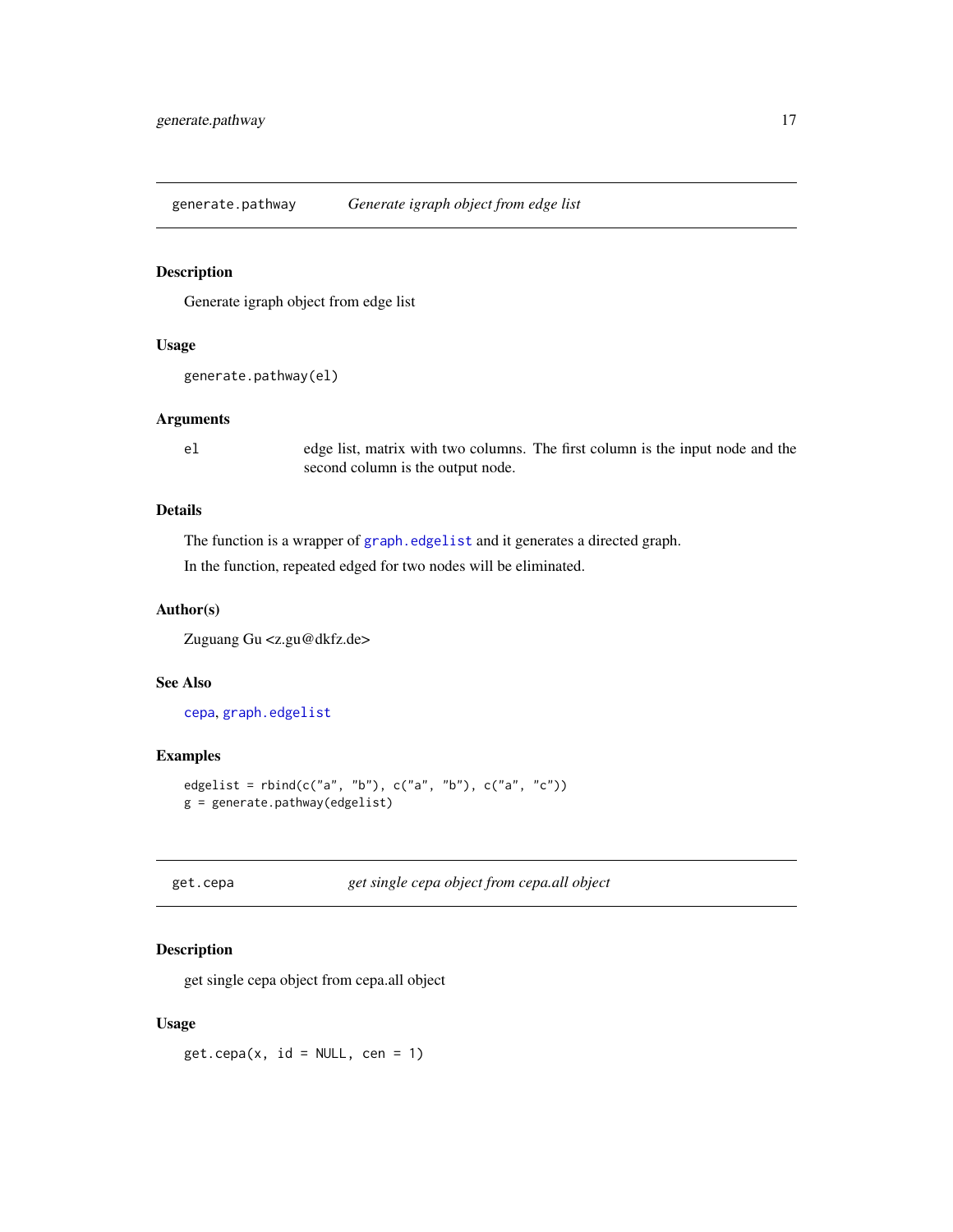## generate.pathway — *Generate igraph object from edge list*

### Description

Generate igraph object from edge list

### Usage

```
generate.pathway(el)
```

### Arguments

| | |
|---|---|
| el | edge list, matrix with two columns. The first column is the input node and the second column is the output node. |

### Details

The function is a wrapper of `graph.edgelist` and it generates a directed graph.

In the function, repeated edged for two nodes will be eliminated.

### Author(s)

Zuguang Gu <z.gu@dkfz.de>

### See Also

`cepa`, `graph.edgelist`

### Examples

```
edgelist = rbind(c("a", "b"), c("a", "b"), c("a", "c"))
g = generate.pathway(edgelist)
```

## get.cepa — *get single cepa object from cepa.all object*

### Description

get single cepa object from cepa.all object

### Usage

```
get.cepa(x, id = NULL, cen = 1)
```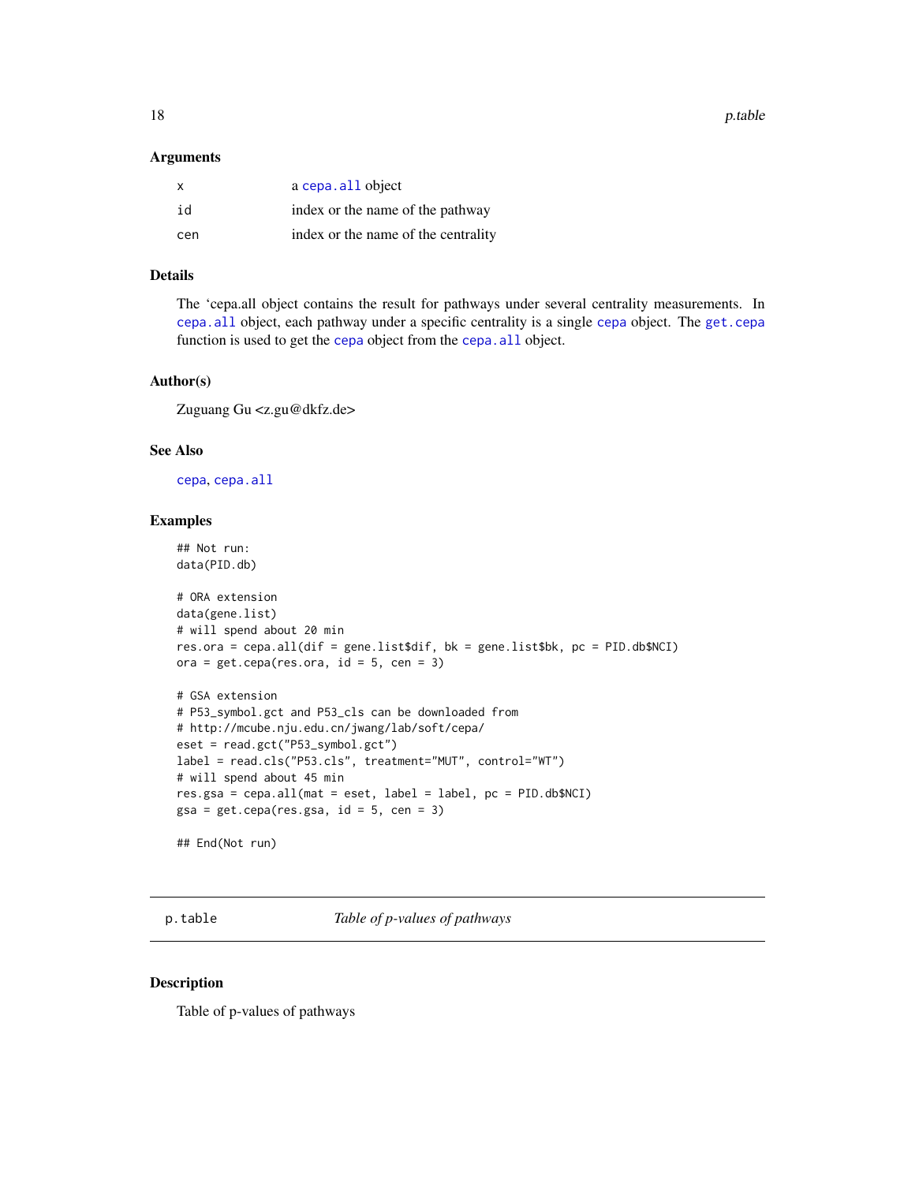### Arguments

| | |
|---|---|
| x | a cepa.all object |
| id | index or the name of the pathway |
| cen | index or the name of the centrality |

### Details

The 'cepa.all object contains the result for pathways under several centrality measurements. In cepa.all object, each pathway under a specific centrality is a single cepa object. The get.cepa function is used to get the cepa object from the cepa.all object.

### Author(s)

Zuguang Gu <z.gu@dkfz.de>

### See Also

cepa, cepa.all

### Examples

```
## Not run:
data(PID.db)

# ORA extension
data(gene.list)
# will spend about 20 min
res.ora = cepa.all(dif = gene.list$dif, bk = gene.list$bk, pc = PID.db$NCI)
ora = get.cepa(res.ora, id = 5, cen = 3)

# GSA extension
# P53_symbol.gct and P53_cls can be downloaded from
# http://mcube.nju.edu.cn/jwang/lab/soft/cepa/
eset = read.gct("P53_symbol.gct")
label = read.cls("P53.cls", treatment="MUT", control="WT")
# will spend about 45 min
res.gsa = cepa.all(mat = eset, label = label, pc = PID.db$NCI)
gsa = get.cepa(res.gsa, id = 5, cen = 3)

## End(Not run)
```

## p.table — *Table of p-values of pathways*

### Description

Table of p-values of pathways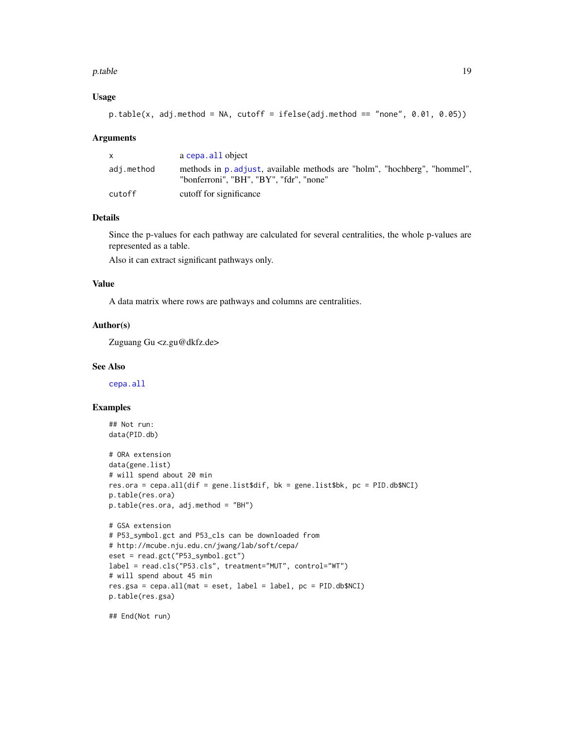## Usage

```
p.table(x, adj.method = NA, cutoff = ifelse(adj.method == "none", 0.01, 0.05))
```

## Arguments

| | |
|---|---|
| x | a cepa.all object |
| adj.method | methods in p.adjust, available methods are "holm", "hochberg", "hommel", "bonferroni", "BH", "BY", "fdr", "none" |
| cutoff | cutoff for significance |

## Details

Since the p-values for each pathway are calculated for several centralities, the whole p-values are represented as a table.

Also it can extract significant pathways only.

## Value

A data matrix where rows are pathways and columns are centralities.

## Author(s)

Zuguang Gu <z.gu@dkfz.de>

## See Also

cepa.all

## Examples

```
## Not run:
data(PID.db)

# ORA extension
data(gene.list)
# will spend about 20 min
res.ora = cepa.all(dif = gene.list$dif, bk = gene.list$bk, pc = PID.db$NCI)
p.table(res.ora)
p.table(res.ora, adj.method = "BH")

# GSA extension
# P53_symbol.gct and P53_cls can be downloaded from
# http://mcube.nju.edu.cn/jwang/lab/soft/cepa/
eset = read.gct("P53_symbol.gct")
label = read.cls("P53.cls", treatment="MUT", control="WT")
# will spend about 45 min
res.gsa = cepa.all(mat = eset, label = label, pc = PID.db$NCI)
p.table(res.gsa)

## End(Not run)
```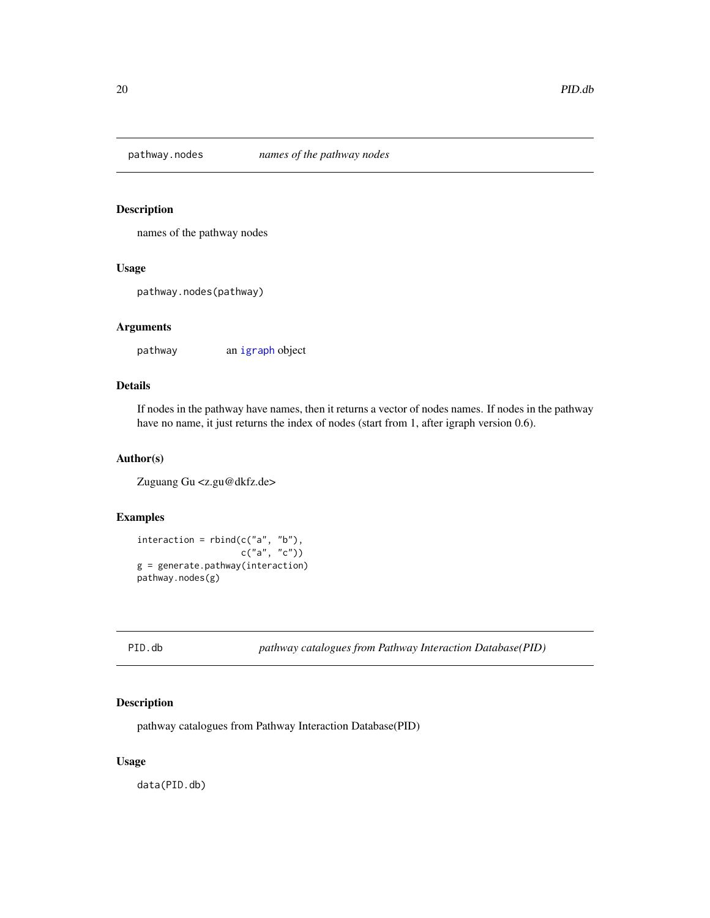## `pathway.nodes` *names of the pathway nodes*

### Description

names of the pathway nodes

### Usage

```
pathway.nodes(pathway)
```

### Arguments

| | |
|---|---|
| `pathway` | an `igraph` object |

### Details

If nodes in the pathway have names, then it returns a vector of nodes names. If nodes in the pathway have no name, it just returns the index of nodes (start from 1, after igraph version 0.6).

### Author(s)

Zuguang Gu <z.gu@dkfz.de>

### Examples

```
interaction = rbind(c("a", "b"),
                    c("a", "c"))
g = generate.pathway(interaction)
pathway.nodes(g)
```

## `PID.db` *pathway catalogues from Pathway Interaction Database(PID)*

### Description

pathway catalogues from Pathway Interaction Database(PID)

### Usage

```
data(PID.db)
```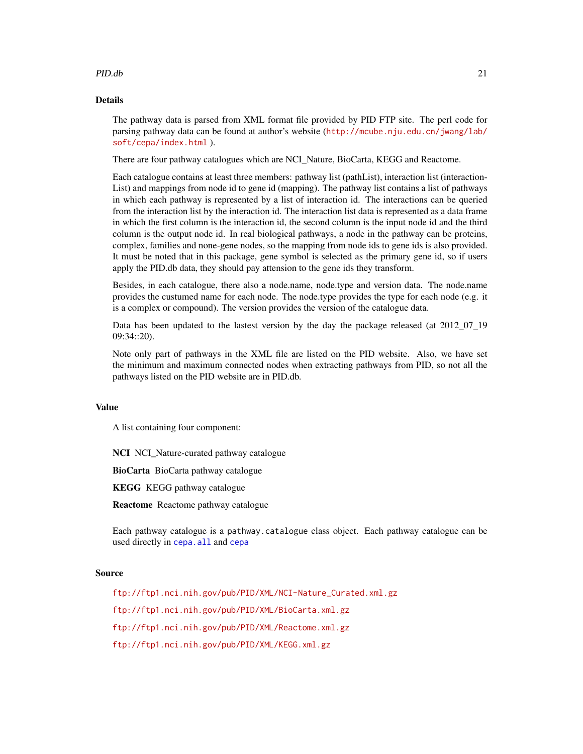## Details

The pathway data is parsed from XML format file provided by PID FTP site. The perl code for parsing pathway data can be found at author's website (http://mcube.nju.edu.cn/jwang/lab/soft/cepa/index.html ).

There are four pathway catalogues which are NCI_Nature, BioCarta, KEGG and Reactome.

Each catalogue contains at least three members: pathway list (pathList), interaction list (interactionList) and mappings from node id to gene id (mapping). The pathway list contains a list of pathways in which each pathway is represented by a list of interaction id. The interactions can be queried from the interaction list by the interaction id. The interaction list data is represented as a data frame in which the first column is the interaction id, the second column is the input node id and the third column is the output node id. In real biological pathways, a node in the pathway can be proteins, complex, families and none-gene nodes, so the mapping from node ids to gene ids is also provided. It must be noted that in this package, gene symbol is selected as the primary gene id, so if users apply the PID.db data, they should pay attension to the gene ids they transform.

Besides, in each catalogue, there also a node.name, node.type and version data. The node.name provides the custumed name for each node. The node.type provides the type for each node (e.g. it is a complex or compound). The version provides the version of the catalogue data.

Data has been updated to the lastest version by the day the package released (at 2012_07_19 09:34::20).

Note only part of pathways in the XML file are listed on the PID website. Also, we have set the minimum and maximum connected nodes when extracting pathways from PID, so not all the pathways listed on the PID website are in PID.db.

## Value

A list containing four component:

**NCI** NCI_Nature-curated pathway catalogue

**BioCarta** BioCarta pathway catalogue

**KEGG** KEGG pathway catalogue

**Reactome** Reactome pathway catalogue

Each pathway catalogue is a `pathway.catalogue` class object. Each pathway catalogue can be used directly in `cepa.all` and `cepa`

## Source

ftp://ftp1.nci.nih.gov/pub/PID/XML/NCI-Nature_Curated.xml.gz

ftp://ftp1.nci.nih.gov/pub/PID/XML/BioCarta.xml.gz

ftp://ftp1.nci.nih.gov/pub/PID/XML/Reactome.xml.gz

ftp://ftp1.nci.nih.gov/pub/PID/XML/KEGG.xml.gz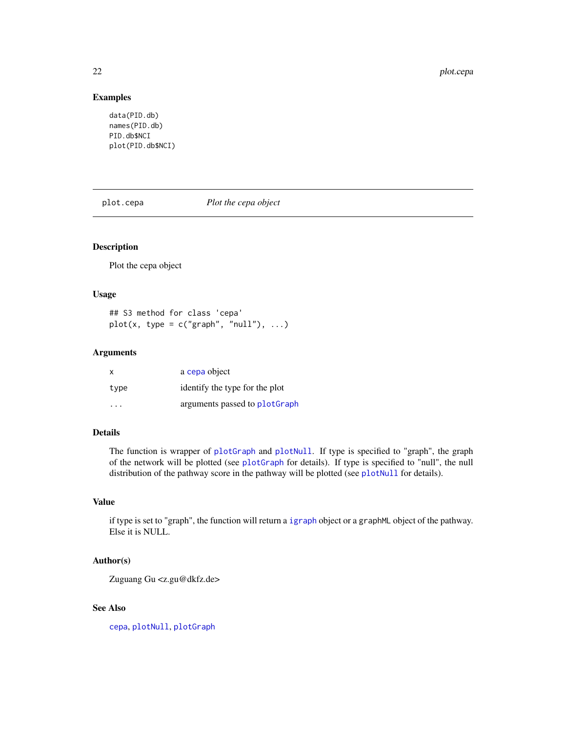### Examples

```
data(PID.db)
names(PID.db)
PID.db$NCI
plot(PID.db$NCI)
```

---

## plot.cepa &nbsp;&nbsp;&nbsp;&nbsp; *Plot the cepa object*

---

### Description

Plot the cepa object

### Usage

```
## S3 method for class 'cepa'
plot(x, type = c("graph", "null"), ...)
```

### Arguments

| | |
|---|---|
| x | a cepa object |
| type | identify the type for the plot |
| ... | arguments passed to plotGraph |

### Details

The function is wrapper of plotGraph and plotNull. If type is specified to "graph", the graph of the network will be plotted (see plotGraph for details). If type is specified to "null", the null distribution of the pathway score in the pathway will be plotted (see plotNull for details).

### Value

if type is set to "graph", the function will return a igraph object or a graphML object of the pathway. Else it is NULL.

### Author(s)

Zuguang Gu <z.gu@dkfz.de>

### See Also

cepa, plotNull, plotGraph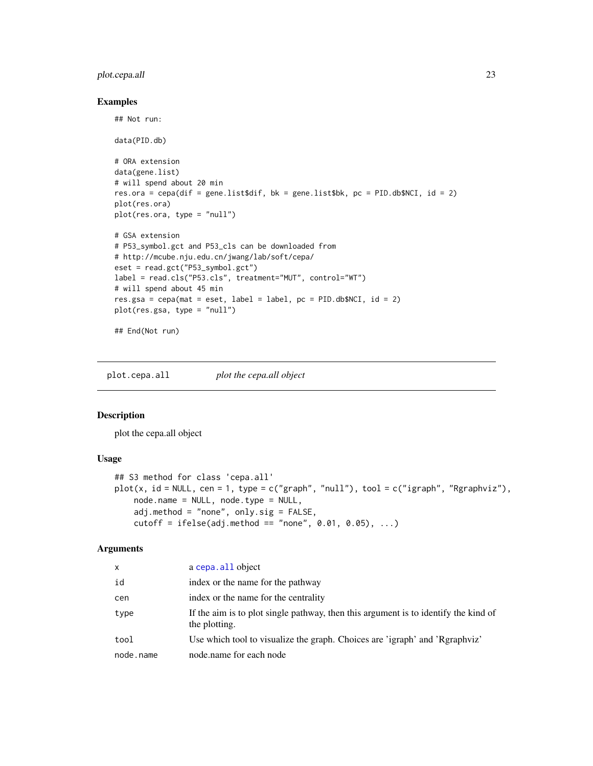### Examples

```
## Not run:

data(PID.db)

# ORA extension
data(gene.list)
# will spend about 20 min
res.ora = cepa(dif = gene.list$dif, bk = gene.list$bk, pc = PID.db$NCI, id = 2)
plot(res.ora)
plot(res.ora, type = "null")

# GSA extension
# P53_symbol.gct and P53_cls can be downloaded from
# http://mcube.nju.edu.cn/jwang/lab/soft/cepa/
eset = read.gct("P53_symbol.gct")
label = read.cls("P53.cls", treatment="MUT", control="WT")
# will spend about 45 min
res.gsa = cepa(mat = eset, label = label, pc = PID.db$NCI, id = 2)
plot(res.gsa, type = "null")

## End(Not run)
```

---

## plot.cepa.all — *plot the cepa.all object*

### Description

plot the cepa.all object

### Usage

```
## S3 method for class 'cepa.all'
plot(x, id = NULL, cen = 1, type = c("graph", "null"), tool = c("igraph", "Rgraphviz"),
    node.name = NULL, node.type = NULL,
    adj.method = "none", only.sig = FALSE,
    cutoff = ifelse(adj.method == "none", 0.01, 0.05), ...)
```

### Arguments

| | |
|---|---|
| `x` | a `cepa.all` object |
| `id` | index or the name for the pathway |
| `cen` | index or the name for the centrality |
| `type` | If the aim is to plot single pathway, then this argument is to identify the kind of the plotting. |
| `tool` | Use which tool to visualize the graph. Choices are 'igraph' and 'Rgraphviz' |
| `node.name` | node.name for each node |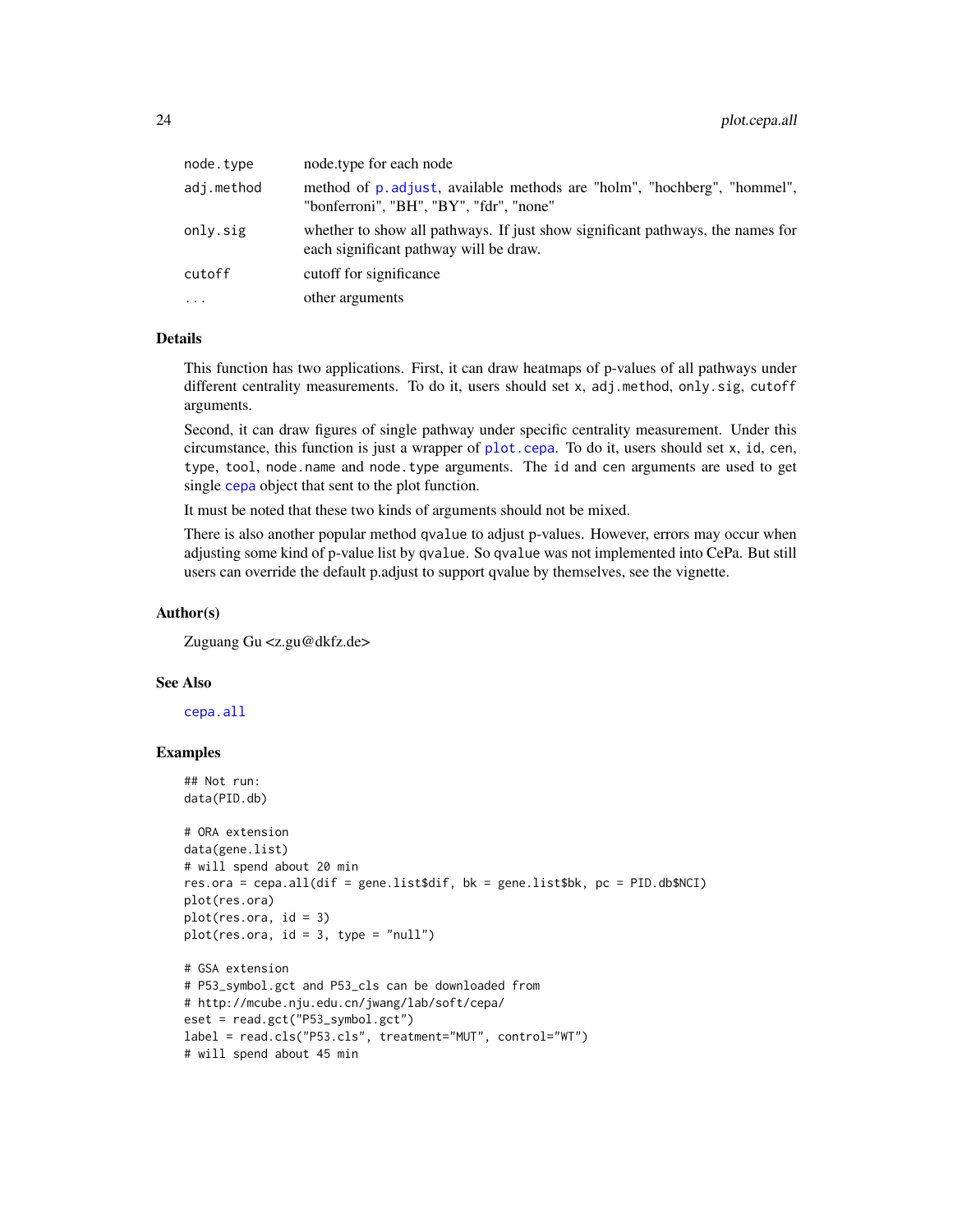| | |
|---|---|
| node.type | node.type for each node |
| adj.method | method of p.adjust, available methods are "holm", "hochberg", "hommel", "bonferroni", "BH", "BY", "fdr", "none" |
| only.sig | whether to show all pathways. If just show significant pathways, the names for each significant pathway will be draw. |
| cutoff | cutoff for significance |
| ... | other arguments |

### Details

This function has two applications. First, it can draw heatmaps of p-values of all pathways under different centrality measurements. To do it, users should set `x`, `adj.method`, `only.sig`, `cutoff` arguments.

Second, it can draw figures of single pathway under specific centrality measurement. Under this circumstance, this function is just a wrapper of `plot.cepa`. To do it, users should set `x`, `id`, `cen`, `type`, `tool`, `node.name` and `node.type` arguments. The `id` and `cen` arguments are used to get single `cepa` object that sent to the plot function.

It must be noted that these two kinds of arguments should not be mixed.

There is also another popular method `qvalue` to adjust p-values. However, errors may occur when adjusting some kind of p-value list by `qvalue`. So `qvalue` was not implemented into CePa. But still users can override the default p.adjust to support qvalue by themselves, see the vignette.

### Author(s)

Zuguang Gu <z.gu@dkfz.de>

### See Also

`cepa.all`

### Examples

```
## Not run:
data(PID.db)

# ORA extension
data(gene.list)
# will spend about 20 min
res.ora = cepa.all(dif = gene.list$dif, bk = gene.list$bk, pc = PID.db$NCI)
plot(res.ora)
plot(res.ora, id = 3)
plot(res.ora, id = 3, type = "null")

# GSA extension
# P53_symbol.gct and P53_cls can be downloaded from
# http://mcube.nju.edu.cn/jwang/lab/soft/cepa/
eset = read.gct("P53_symbol.gct")
label = read.cls("P53.cls", treatment="MUT", control="WT")
# will spend about 45 min
```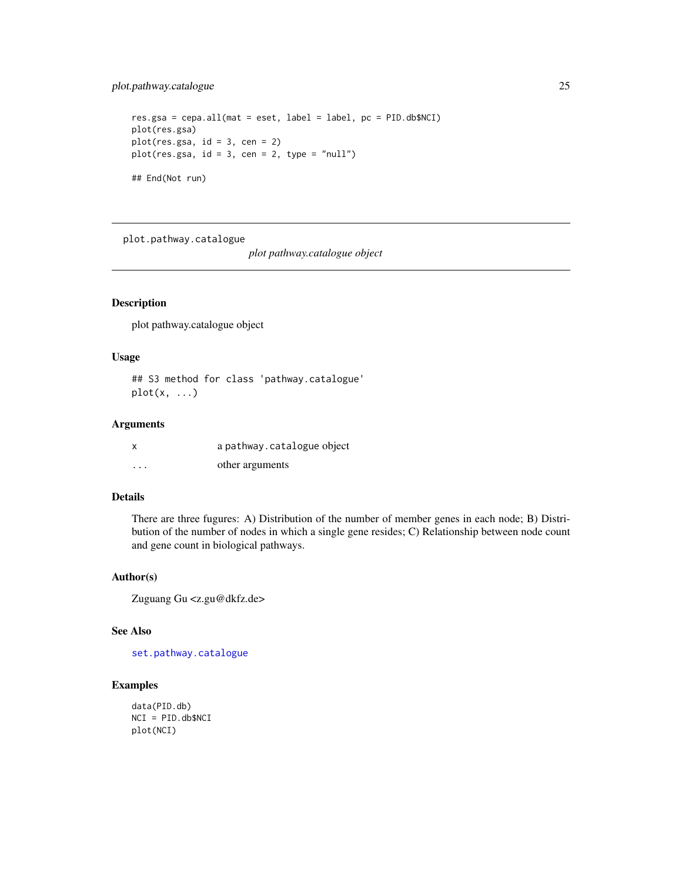```
res.gsa = cepa.all(mat = eset, label = label, pc = PID.db$NCI)
plot(res.gsa)
plot(res.gsa, id = 3, cen = 2)
plot(res.gsa, id = 3, cen = 2, type = "null")

## End(Not run)
```

---

plot.pathway.catalogue &nbsp;&nbsp;&nbsp;&nbsp;&nbsp;&nbsp;&nbsp;&nbsp; *plot pathway.catalogue object*

---

## Description

plot pathway.catalogue object

## Usage

```
## S3 method for class 'pathway.catalogue'
plot(x, ...)
```

## Arguments

| | |
|---|---|
| x | a pathway.catalogue object |
| ... | other arguments |

## Details

There are three fugures: A) Distribution of the number of member genes in each node; B) Distribution of the number of nodes in which a single gene resides; C) Relationship between node count and gene count in biological pathways.

## Author(s)

Zuguang Gu <z.gu@dkfz.de>

## See Also

set.pathway.catalogue

## Examples

```
data(PID.db)
NCI = PID.db$NCI
plot(NCI)
```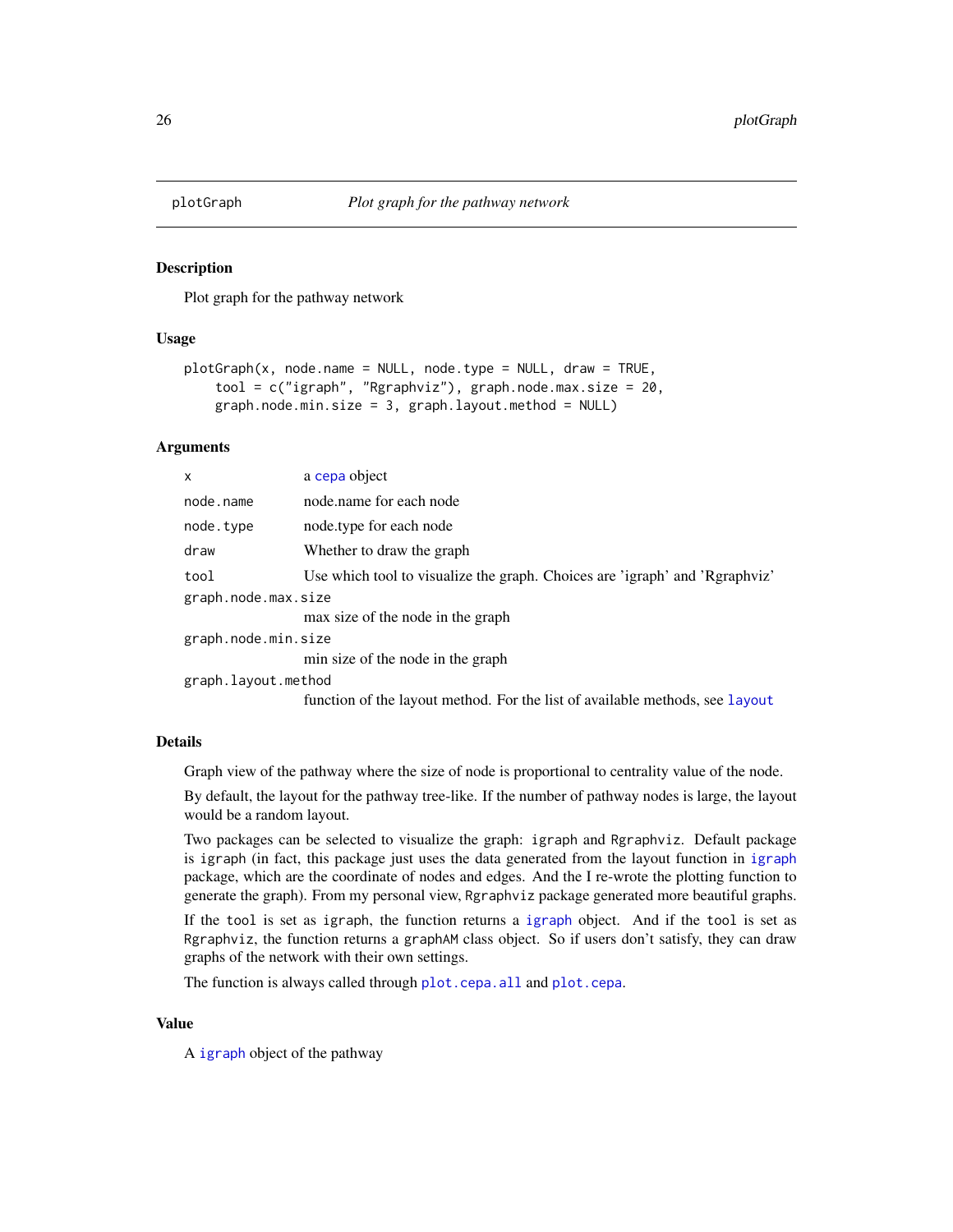## plotGraph    *Plot graph for the pathway network*

### Description

Plot graph for the pathway network

### Usage

```
plotGraph(x, node.name = NULL, node.type = NULL, draw = TRUE,
    tool = c("igraph", "Rgraphviz"), graph.node.max.size = 20,
    graph.node.min.size = 3, graph.layout.method = NULL)
```

### Arguments

| | |
|---|---|
| `x` | a `cepa` object |
| `node.name` | node.name for each node |
| `node.type` | node.type for each node |
| `draw` | Whether to draw the graph |
| `tool` | Use which tool to visualize the graph. Choices are 'igraph' and 'Rgraphviz' |
| `graph.node.max.size` | max size of the node in the graph |
| `graph.node.min.size` | min size of the node in the graph |
| `graph.layout.method` | function of the layout method. For the list of available methods, see `layout` |

### Details

Graph view of the pathway where the size of node is proportional to centrality value of the node.

By default, the layout for the pathway tree-like. If the number of pathway nodes is large, the layout would be a random layout.

Two packages can be selected to visualize the graph: `igraph` and `Rgraphviz`. Default package is `igraph` (in fact, this package just uses the data generated from the layout function in `igraph` package, which are the coordinate of nodes and edges. And the I re-wrote the plotting function to generate the graph). From my personal view, `Rgraphviz` package generated more beautiful graphs.

If the `tool` is set as `igraph`, the function returns a `igraph` object. And if the `tool` is set as `Rgraphviz`, the function returns a `graphAM` class object. So if users don't satisfy, they can draw graphs of the network with their own settings.

The function is always called through `plot.cepa.all` and `plot.cepa`.

### Value

A `igraph` object of the pathway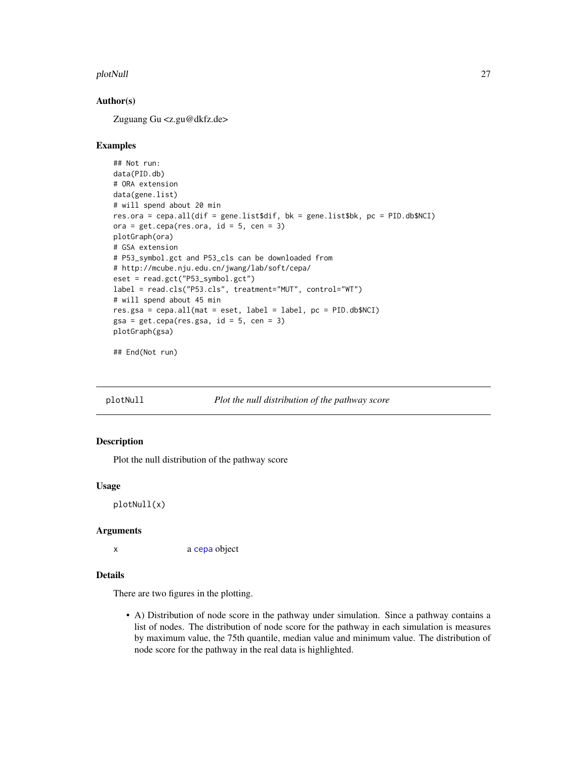### Author(s)

Zuguang Gu <z.gu@dkfz.de>

### Examples

```
## Not run:
data(PID.db)
# ORA extension
data(gene.list)
# will spend about 20 min
res.ora = cepa.all(dif = gene.list$dif, bk = gene.list$bk, pc = PID.db$NCI)
ora = get.cepa(res.ora, id = 5, cen = 3)
plotGraph(ora)
# GSA extension
# P53_symbol.gct and P53_cls can be downloaded from
# http://mcube.nju.edu.cn/jwang/lab/soft/cepa/
eset = read.gct("P53_symbol.gct")
label = read.cls("P53.cls", treatment="MUT", control="WT")
# will spend about 45 min
res.gsa = cepa.all(mat = eset, label = label, pc = PID.db$NCI)
gsa = get.cepa(res.gsa, id = 5, cen = 3)
plotGraph(gsa)

## End(Not run)
```

---

## plotNull — *Plot the null distribution of the pathway score*

### Description

Plot the null distribution of the pathway score

### Usage

```
plotNull(x)
```

### Arguments

| | |
|---|---|
| x | a cepa object |

### Details

There are two figures in the plotting.

- A) Distribution of node score in the pathway under simulation. Since a pathway contains a list of nodes. The distribution of node score for the pathway in each simulation is measures by maximum value, the 75th quantile, median value and minimum value. The distribution of node score for the pathway in the real data is highlighted.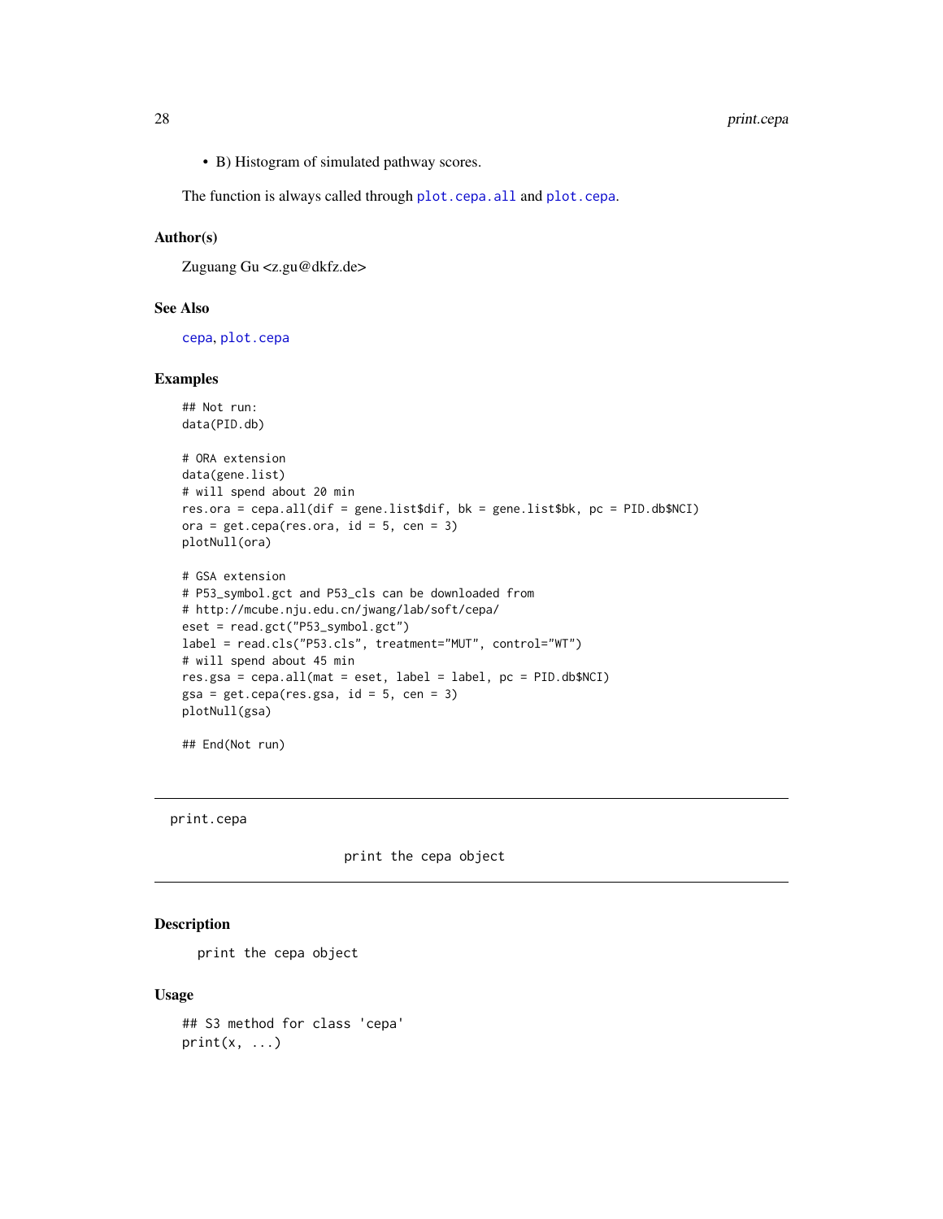- B) Histogram of simulated pathway scores.

The function is always called through `plot.cepa.all` and `plot.cepa`.

### Author(s)

Zuguang Gu <z.gu@dkfz.de>

### See Also

`cepa`, `plot.cepa`

### Examples

```
## Not run:
data(PID.db)

# ORA extension
data(gene.list)
# will spend about 20 min
res.ora = cepa.all(dif = gene.list$dif, bk = gene.list$bk, pc = PID.db$NCI)
ora = get.cepa(res.ora, id = 5, cen = 3)
plotNull(ora)

# GSA extension
# P53_symbol.gct and P53_cls can be downloaded from
# http://mcube.nju.edu.cn/jwang/lab/soft/cepa/
eset = read.gct("P53_symbol.gct")
label = read.cls("P53.cls", treatment="MUT", control="WT")
# will spend about 45 min
res.gsa = cepa.all(mat = eset, label = label, pc = PID.db$NCI)
gsa = get.cepa(res.gsa, id = 5, cen = 3)
plotNull(gsa)

## End(Not run)
```

---

## print.cepa — print the cepa object

### Description

print the cepa object

### Usage

```
## S3 method for class 'cepa'
print(x, ...)
```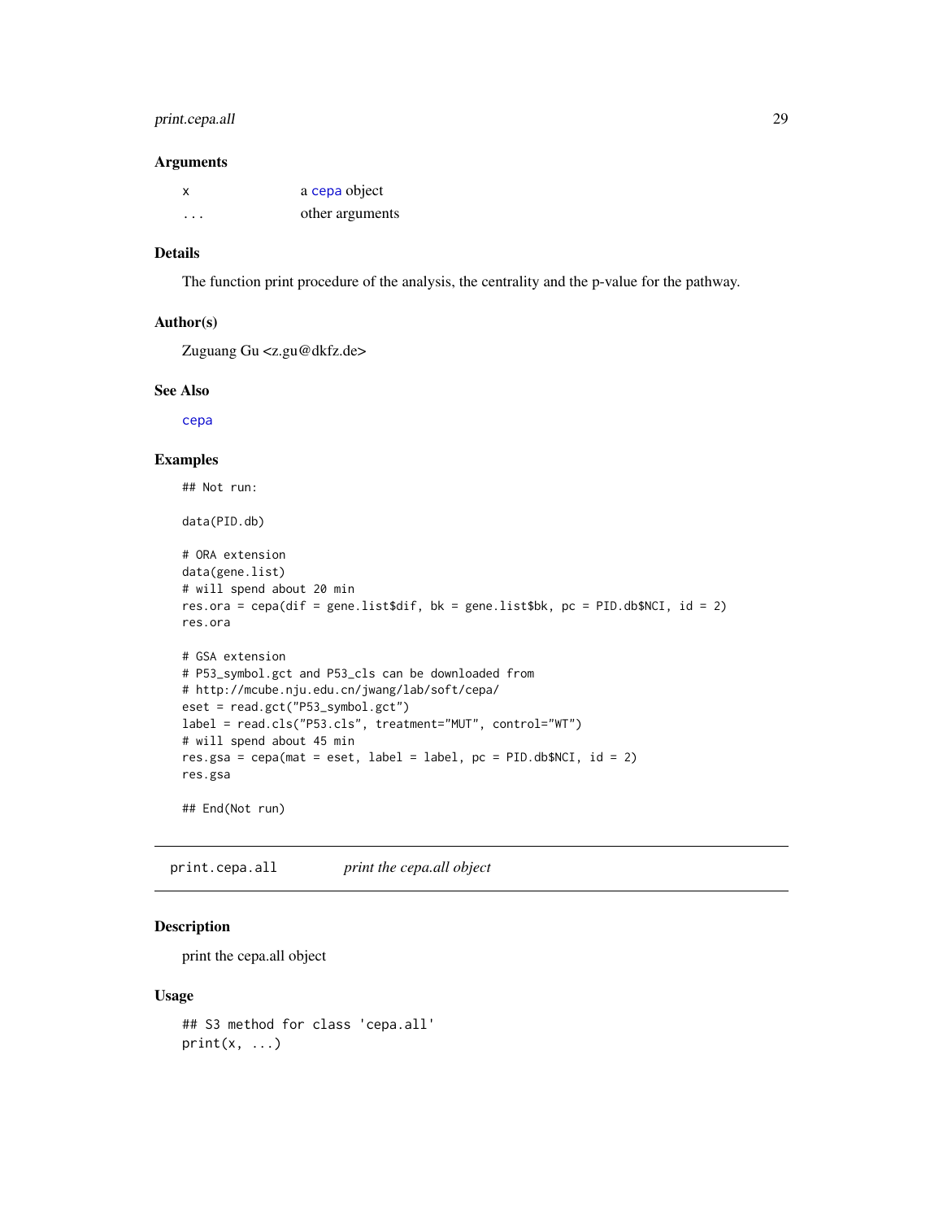### Arguments

| | |
|---|---|
| x | a cepa object |
| ... | other arguments |

### Details

The function print procedure of the analysis, the centrality and the p-value for the pathway.

### Author(s)

Zuguang Gu <z.gu@dkfz.de>

### See Also

cepa

### Examples

```
## Not run:

data(PID.db)

# ORA extension
data(gene.list)
# will spend about 20 min
res.ora = cepa(dif = gene.list$dif, bk = gene.list$bk, pc = PID.db$NCI, id = 2)
res.ora

# GSA extension
# P53_symbol.gct and P53_cls can be downloaded from
# http://mcube.nju.edu.cn/jwang/lab/soft/cepa/
eset = read.gct("P53_symbol.gct")
label = read.cls("P53.cls", treatment="MUT", control="WT")
# will spend about 45 min
res.gsa = cepa(mat = eset, label = label, pc = PID.db$NCI, id = 2)
res.gsa

## End(Not run)
```

---

## print.cepa.all    *print the cepa.all object*

### Description

print the cepa.all object

### Usage

```
## S3 method for class 'cepa.all'
print(x, ...)
```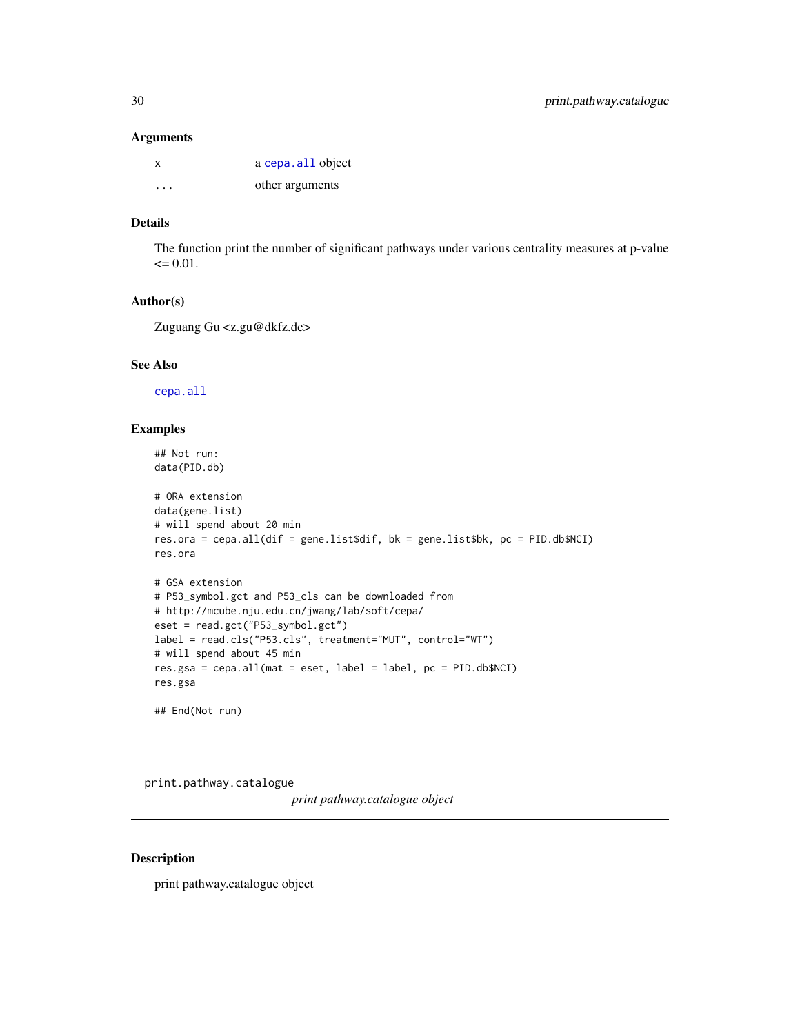### Arguments

| | |
|---|---|
| x | a cepa.all object |
| ... | other arguments |

### Details

The function print the number of significant pathways under various centrality measures at p-value <= 0.01.

### Author(s)

Zuguang Gu <z.gu@dkfz.de>

### See Also

cepa.all

### Examples

```
## Not run:
data(PID.db)

# ORA extension
data(gene.list)
# will spend about 20 min
res.ora = cepa.all(dif = gene.list$dif, bk = gene.list$bk, pc = PID.db$NCI)
res.ora

# GSA extension
# P53_symbol.gct and P53_cls can be downloaded from
# http://mcube.nju.edu.cn/jwang/lab/soft/cepa/
eset = read.gct("P53_symbol.gct")
label = read.cls("P53.cls", treatment="MUT", control="WT")
# will spend about 45 min
res.gsa = cepa.all(mat = eset, label = label, pc = PID.db$NCI)
res.gsa

## End(Not run)
```

---

## print.pathway.catalogue

*print pathway.catalogue object*

---

### Description

print pathway.catalogue object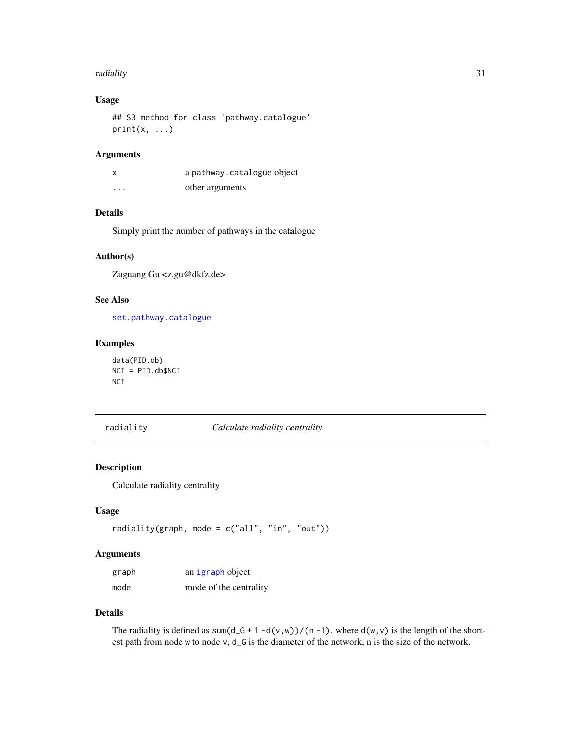### Usage

```
## S3 method for class 'pathway.catalogue'
print(x, ...)
```

### Arguments

| | |
|---|---|
| `x` | a `pathway.catalogue` object |
| `...` | other arguments |

### Details

Simply print the number of pathways in the catalogue

### Author(s)

Zuguang Gu <z.gu@dkfz.de>

### See Also

`set.pathway.catalogue`

### Examples

```
data(PID.db)
NCI = PID.db$NCI
NCI
```

---

## radiality — *Calculate radiality centrality*

---

### Description

Calculate radiality centrality

### Usage

```
radiality(graph, mode = c("all", "in", "out"))
```

### Arguments

| | |
|---|---|
| `graph` | an `igraph` object |
| `mode` | mode of the centrality |

### Details

The radiality is defined as `sum(d_G + 1 -d(v,w))/(n -1)`. where `d(w,v)` is the length of the shortest path from node `w` to node `v`, `d_G` is the diameter of the network, n is the size of the network.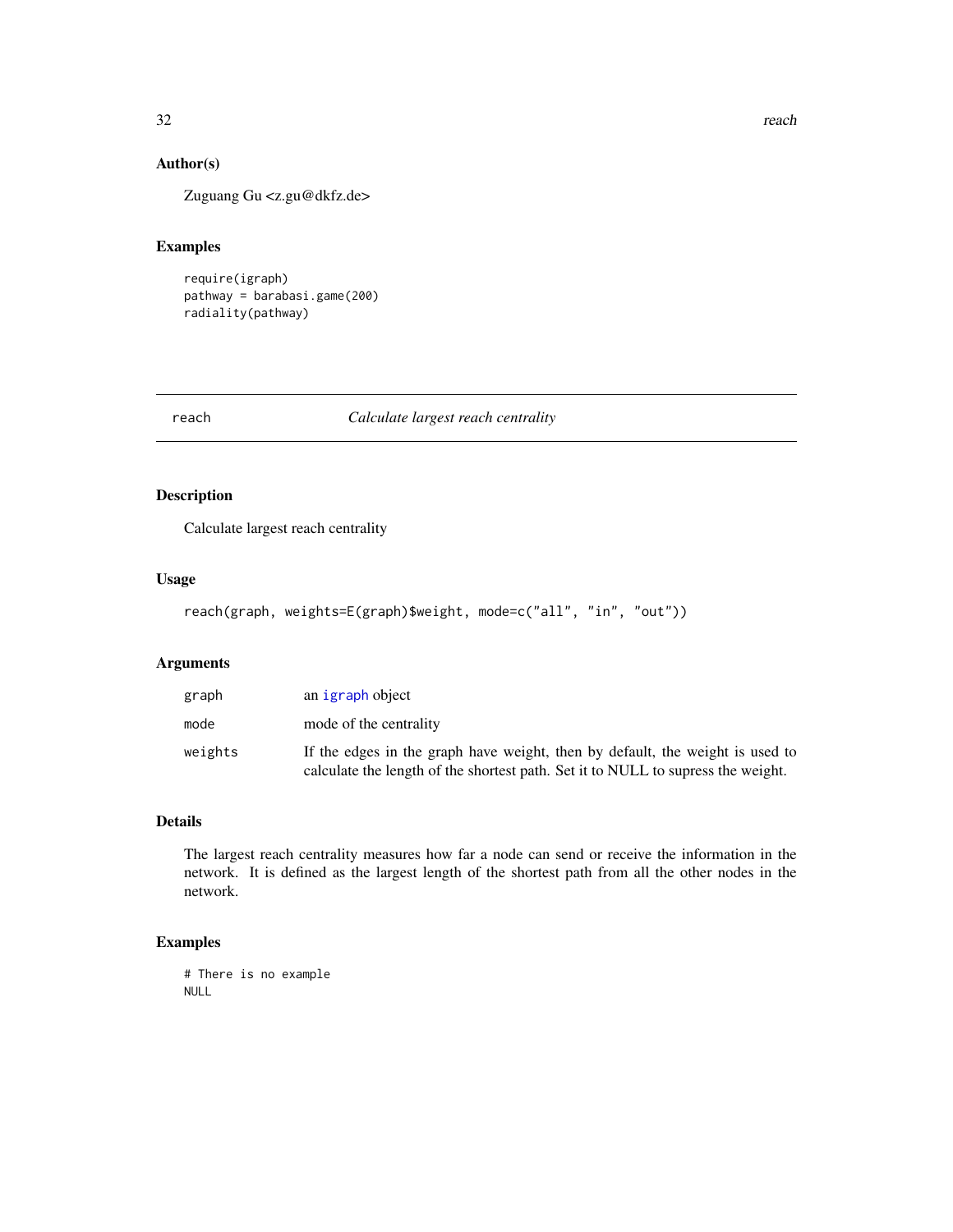## Author(s)

Zuguang Gu <z.gu@dkfz.de>

## Examples

```
require(igraph)
pathway = barabasi.game(200)
radiality(pathway)
```

---

# reach — *Calculate largest reach centrality*

## Description

Calculate largest reach centrality

## Usage

```
reach(graph, weights=E(graph)$weight, mode=c("all", "in", "out"))
```

## Arguments

| | |
|---|---|
| graph | an igraph object |
| mode | mode of the centrality |
| weights | If the edges in the graph have weight, then by default, the weight is used to calculate the length of the shortest path. Set it to NULL to supress the weight. |

## Details

The largest reach centrality measures how far a node can send or receive the information in the network. It is defined as the largest length of the shortest path from all the other nodes in the network.

## Examples

```
# There is no example
NULL
```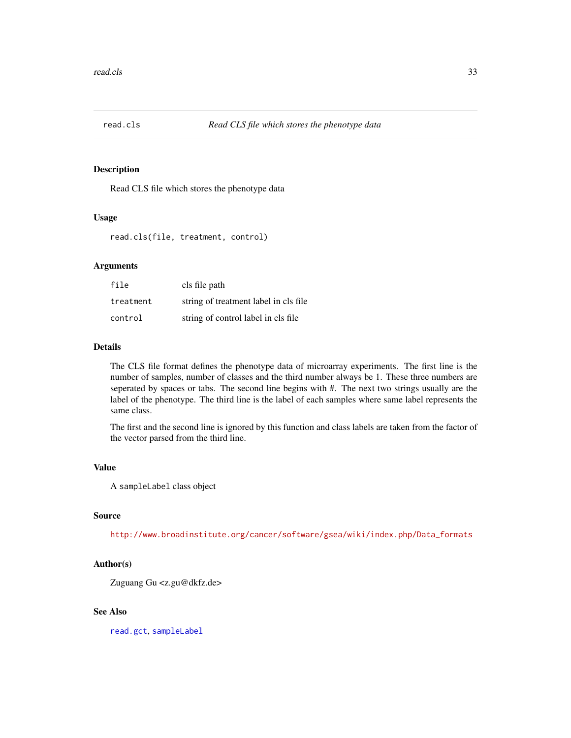## read.cls *Read CLS file which stores the phenotype data*

### Description

Read CLS file which stores the phenotype data

### Usage

```
read.cls(file, treatment, control)
```

### Arguments

| | |
|---|---|
| `file` | cls file path |
| `treatment` | string of treatment label in cls file |
| `control` | string of control label in cls file |

### Details

The CLS file format defines the phenotype data of microarray experiments. The first line is the number of samples, number of classes and the third number always be 1. These three numbers are seperated by spaces or tabs. The second line begins with #. The next two strings usually are the label of the phenotype. The third line is the label of each samples where same label represents the same class.

The first and the second line is ignored by this function and class labels are taken from the factor of the vector parsed from the third line.

### Value

A `sampleLabel` class object

### Source

http://www.broadinstitute.org/cancer/software/gsea/wiki/index.php/Data_formats

### Author(s)

Zuguang Gu <z.gu@dkfz.de>

### See Also

`read.gct`, `sampleLabel`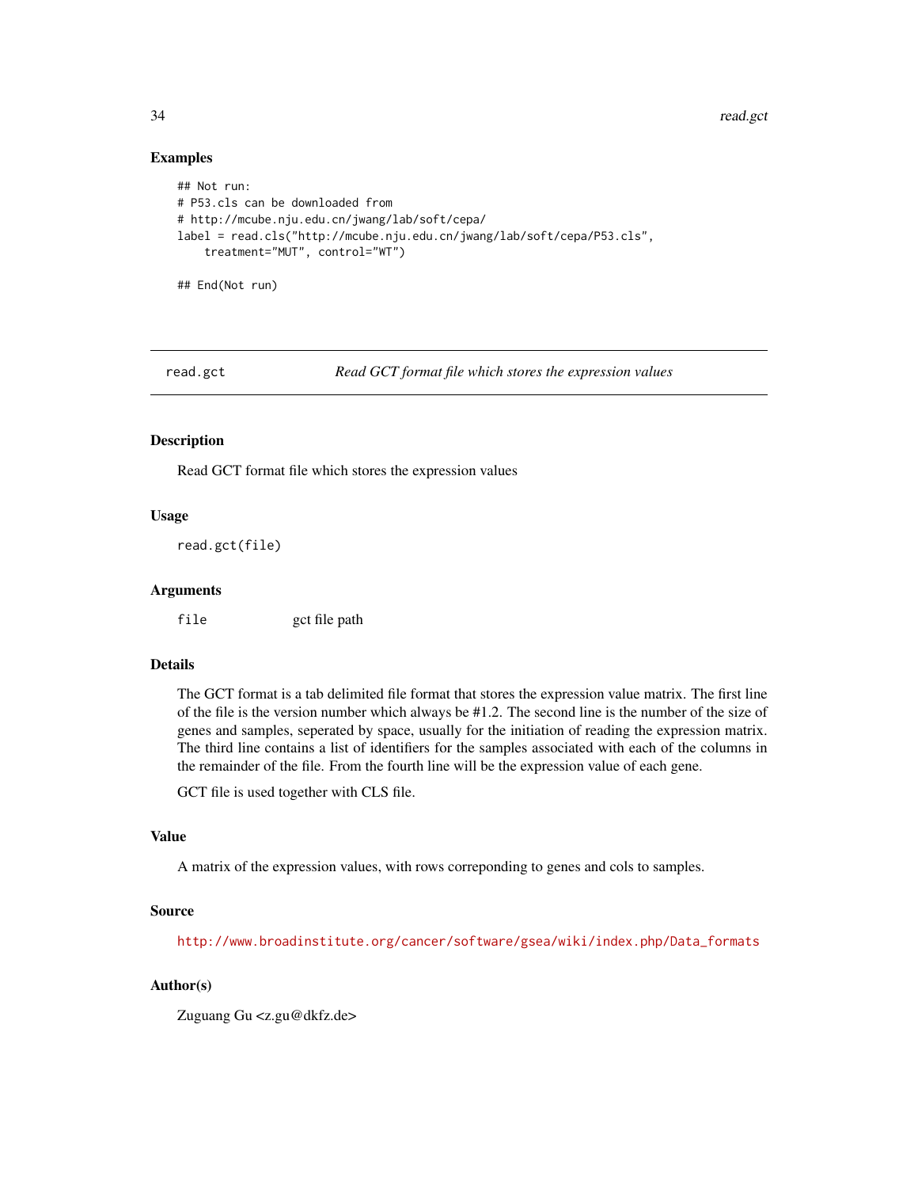### Examples

```
## Not run:
# P53.cls can be downloaded from
# http://mcube.nju.edu.cn/jwang/lab/soft/cepa/
label = read.cls("http://mcube.nju.edu.cn/jwang/lab/soft/cepa/P53.cls",
    treatment="MUT", control="WT")

## End(Not run)
```

---

## read.gct — *Read GCT format file which stores the expression values*

---

### Description

Read GCT format file which stores the expression values

### Usage

```
read.gct(file)
```

### Arguments

| | |
|---|---|
| `file` | gct file path |

### Details

The GCT format is a tab delimited file format that stores the expression value matrix. The first line of the file is the version number which always be #1.2. The second line is the number of the size of genes and samples, seperated by space, usually for the initiation of reading the expression matrix. The third line contains a list of identifiers for the samples associated with each of the columns in the remainder of the file. From the fourth line will be the expression value of each gene.

GCT file is used together with CLS file.

### Value

A matrix of the expression values, with rows correponding to genes and cols to samples.

### Source

http://www.broadinstitute.org/cancer/software/gsea/wiki/index.php/Data_formats

### Author(s)

Zuguang Gu <z.gu@dkfz.de>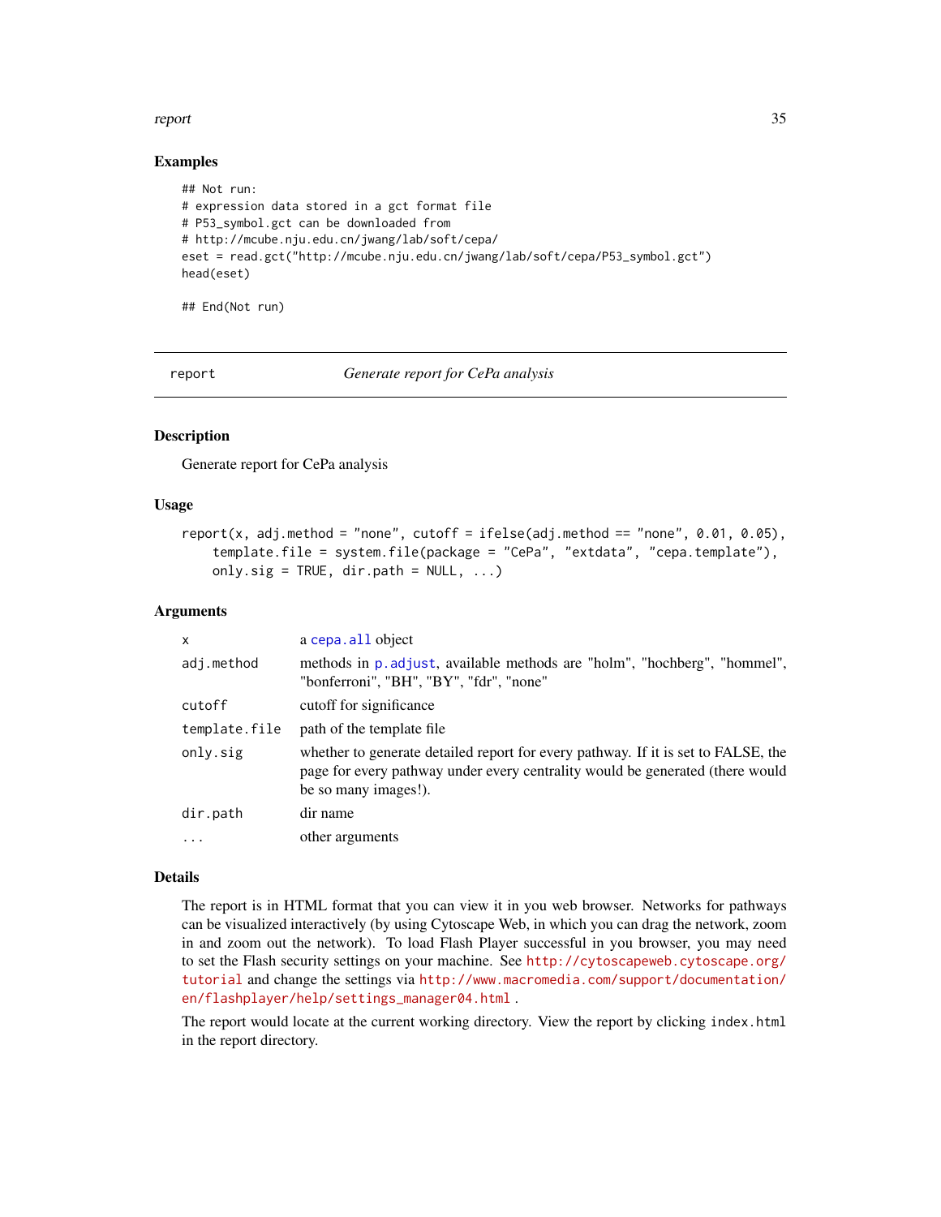### Examples

```
## Not run:
# expression data stored in a gct format file
# P53_symbol.gct can be downloaded from
# http://mcube.nju.edu.cn/jwang/lab/soft/cepa/
eset = read.gct("http://mcube.nju.edu.cn/jwang/lab/soft/cepa/P53_symbol.gct")
head(eset)

## End(Not run)
```

---

## report — *Generate report for CePa analysis*

---

### Description

Generate report for CePa analysis

### Usage

```
report(x, adj.method = "none", cutoff = ifelse(adj.method == "none", 0.01, 0.05),
    template.file = system.file(package = "CePa", "extdata", "cepa.template"),
    only.sig = TRUE, dir.path = NULL, ...)
```

### Arguments

| | |
|---|---|
| `x` | a `cepa.all` object |
| `adj.method` | methods in `p.adjust`, available methods are "holm", "hochberg", "hommel", "bonferroni", "BH", "BY", "fdr", "none" |
| `cutoff` | cutoff for significance |
| `template.file` | path of the template file |
| `only.sig` | whether to generate detailed report for every pathway. If it is set to FALSE, the page for every pathway under every centrality would be generated (there would be so many images!). |
| `dir.path` | dir name |
| `...` | other arguments |

### Details

The report is in HTML format that you can view it in you web browser. Networks for pathways can be visualized interactively (by using Cytoscape Web, in which you can drag the network, zoom in and zoom out the network). To load Flash Player successful in you browser, you may need to set the Flash security settings on your machine. See http://cytoscapeweb.cytoscape.org/tutorial and change the settings via http://www.macromedia.com/support/documentation/en/flashplayer/help/settings_manager04.html .

The report would locate at the current working directory. View the report by clicking `index.html` in the report directory.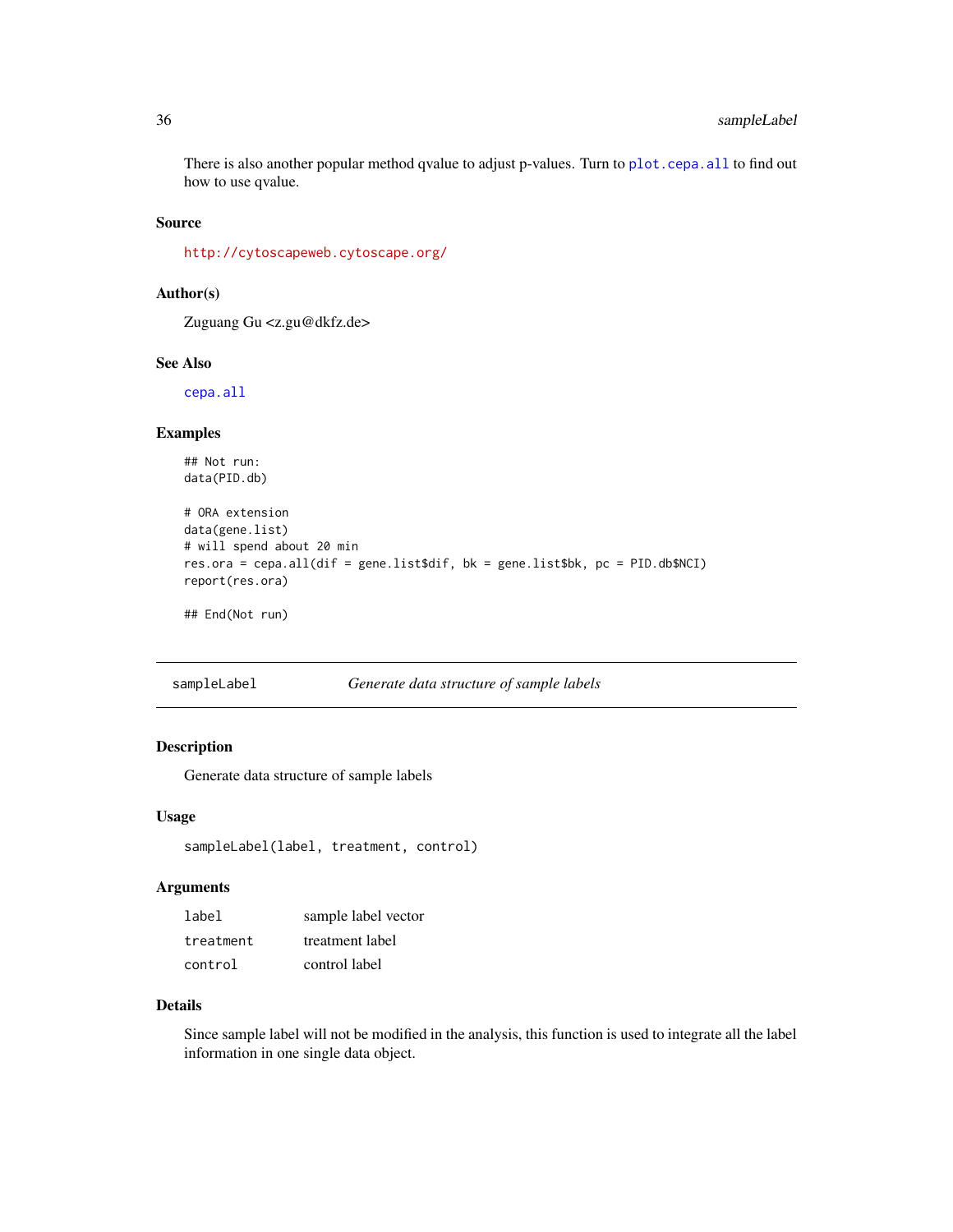There is also another popular method qvalue to adjust p-values. Turn to `plot.cepa.all` to find out how to use qvalue.

### Source

http://cytoscapeweb.cytoscape.org/

### Author(s)

Zuguang Gu <z.gu@dkfz.de>

### See Also

`cepa.all`

### Examples

```
## Not run:
data(PID.db)

# ORA extension
data(gene.list)
# will spend about 20 min
res.ora = cepa.all(dif = gene.list$dif, bk = gene.list$bk, pc = PID.db$NCI)
report(res.ora)

## End(Not run)
```

---

## sampleLabel — *Generate data structure of sample labels*

---

### Description

Generate data structure of sample labels

### Usage

```
sampleLabel(label, treatment, control)
```

### Arguments

| | |
|---|---|
| `label` | sample label vector |
| `treatment` | treatment label |
| `control` | control label |

### Details

Since sample label will not be modified in the analysis, this function is used to integrate all the label information in one single data object.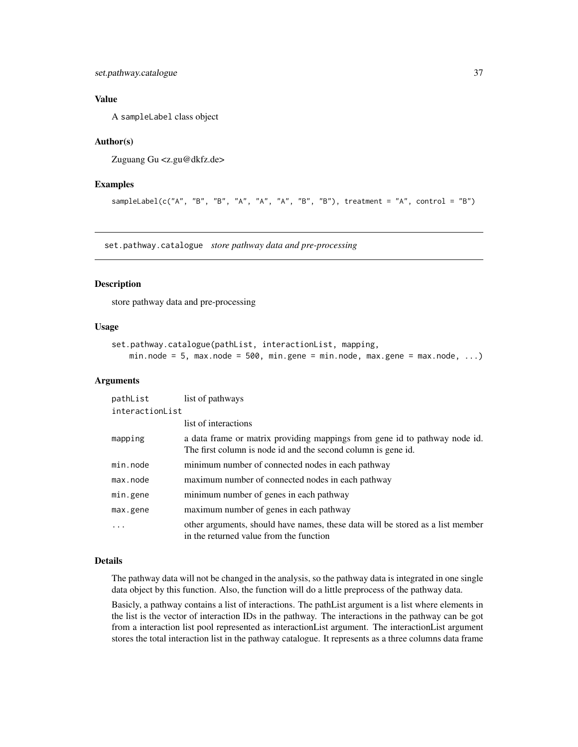## Value

A sampleLabel class object

## Author(s)

Zuguang Gu <z.gu@dkfz.de>

## Examples

```
sampleLabel(c("A", "B", "B", "A", "A", "A", "B", "B"), treatment = "A", control = "B")
```

---

# set.pathway.catalogue *store pathway data and pre-processing*

---

## Description

store pathway data and pre-processing

## Usage

```
set.pathway.catalogue(pathList, interactionList, mapping,
    min.node = 5, max.node = 500, min.gene = min.node, max.gene = max.node, ...)
```

## Arguments

| Argument | Description |
|---|---|
| pathList | list of pathways |
| interactionList | list of interactions |
| mapping | a data frame or matrix providing mappings from gene id to pathway node id. The first column is node id and the second column is gene id. |
| min.node | minimum number of connected nodes in each pathway |
| max.node | maximum number of connected nodes in each pathway |
| min.gene | minimum number of genes in each pathway |
| max.gene | maximum number of genes in each pathway |
| ... | other arguments, should have names, these data will be stored as a list member in the returned value from the function |

## Details

The pathway data will not be changed in the analysis, so the pathway data is integrated in one single data object by this function. Also, the function will do a little preprocess of the pathway data.

Basicly, a pathway contains a list of interactions. The pathList argument is a list where elements in the list is the vector of interaction IDs in the pathway. The interactions in the pathway can be got from a interaction list pool represented as interactionList argument. The interactionList argument stores the total interaction list in the pathway catalogue. It represents as a three columns data frame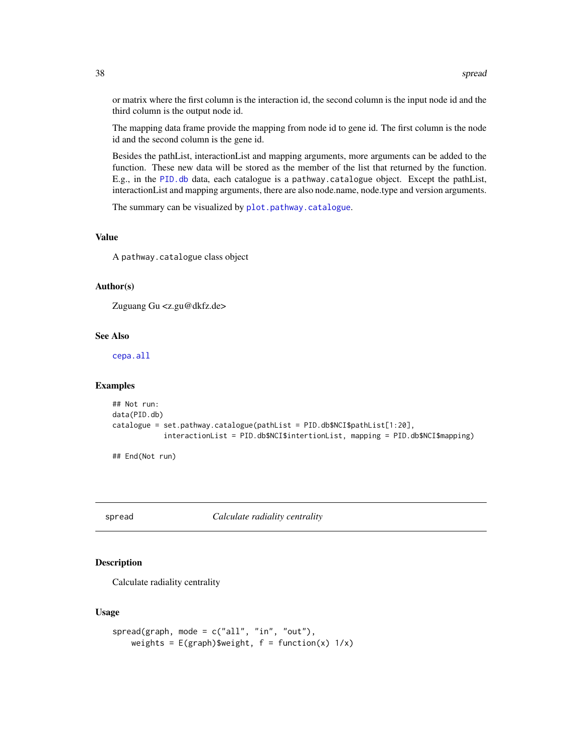or matrix where the first column is the interaction id, the second column is the input node id and the third column is the output node id.

The mapping data frame provide the mapping from node id to gene id. The first column is the node id and the second column is the gene id.

Besides the pathList, interactionList and mapping arguments, more arguments can be added to the function. These new data will be stored as the member of the list that returned by the function. E.g., in the `PID.db` data, each catalogue is a `pathway.catalogue` object. Except the pathList, interactionList and mapping arguments, there are also node.name, node.type and version arguments.

The summary can be visualized by `plot.pathway.catalogue`.

### Value

A `pathway.catalogue` class object

### Author(s)

Zuguang Gu <z.gu@dkfz.de>

### See Also

`cepa.all`

### Examples

```
## Not run:
data(PID.db)
catalogue = set.pathway.catalogue(pathList = PID.db$NCI$pathList[1:20],
            interactionList = PID.db$NCI$intertionList, mapping = PID.db$NCI$mapping)

## End(Not run)
```

---

## spread *Calculate radiality centrality*

### Description

Calculate radiality centrality

### Usage

```
spread(graph, mode = c("all", "in", "out"),
    weights = E(graph)$weight, f = function(x) 1/x)
```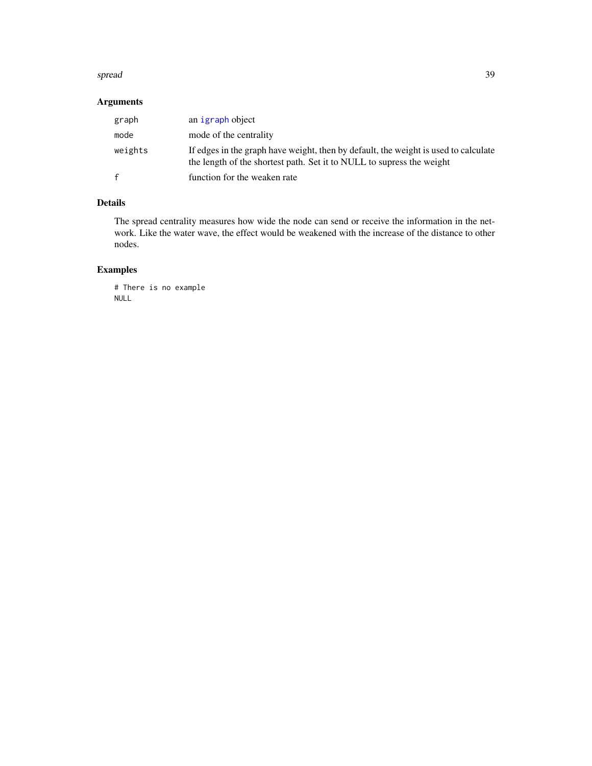## Arguments

| | |
|---|---|
| graph | an igraph object |
| mode | mode of the centrality |
| weights | If edges in the graph have weight, then by default, the weight is used to calculate the length of the shortest path. Set it to NULL to supress the weight |
| f | function for the weaken rate |

## Details

The spread centrality measures how wide the node can send or receive the information in the network. Like the water wave, the effect would be weakened with the increase of the distance to other nodes.

## Examples

```
# There is no example
NULL
```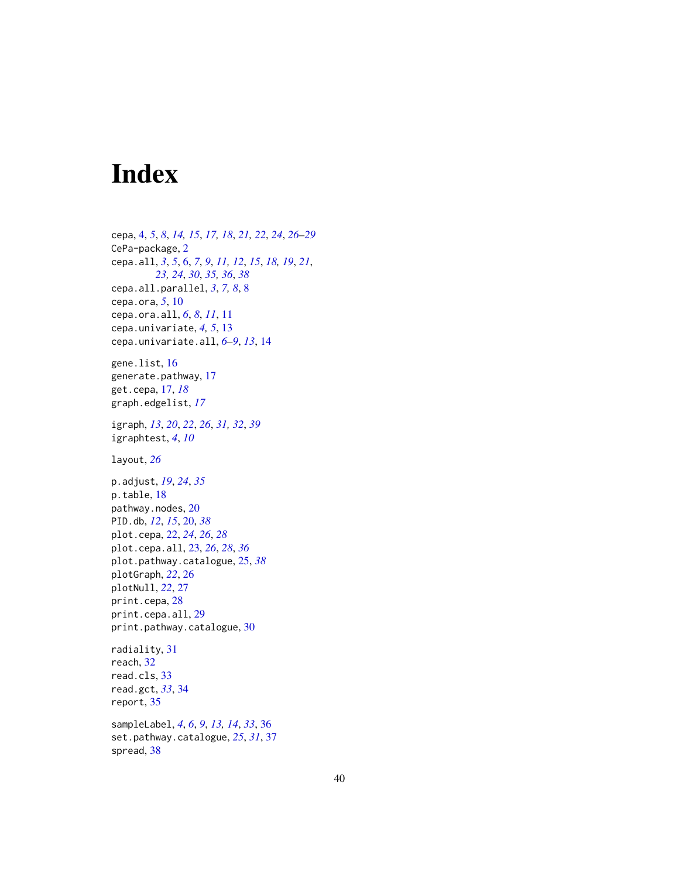# Index

cepa, 4, *5*, *8*, *14, 15*, *17, 18*, *21, 22*, *24*, *26–29*
CePa-package, 2
cepa.all, *3*, *5*, 6, *7*, *9*, *11, 12*, *15*, *18, 19*, *21*, *23, 24*, *30*, *35, 36*, *38*
cepa.all.parallel, *3*, *7, 8*, 8
cepa.ora, *5*, 10
cepa.ora.all, *6*, *8*, *11*, 11
cepa.univariate, *4, 5*, 13
cepa.univariate.all, *6–9*, *13*, 14

gene.list, 16
generate.pathway, 17
get.cepa, 17, *18*
graph.edgelist, *17*

igraph, *13*, *20*, *22*, *26*, *31, 32*, *39*
igraphtest, *4*, *10*

layout, *26*

p.adjust, *19*, *24*, *35*
p.table, 18
pathway.nodes, 20
PID.db, *12*, *15*, 20, *38*
plot.cepa, 22, *24*, *26*, *28*
plot.cepa.all, 23, *26*, *28*, *36*
plot.pathway.catalogue, 25, *38*
plotGraph, *22*, 26
plotNull, *22*, 27
print.cepa, 28
print.cepa.all, 29
print.pathway.catalogue, 30

radiality, 31
reach, 32
read.cls, 33
read.gct, *33*, 34
report, 35

sampleLabel, *4*, *6*, *9*, *13, 14*, *33*, 36
set.pathway.catalogue, *25*, *31*, 37
spread, 38